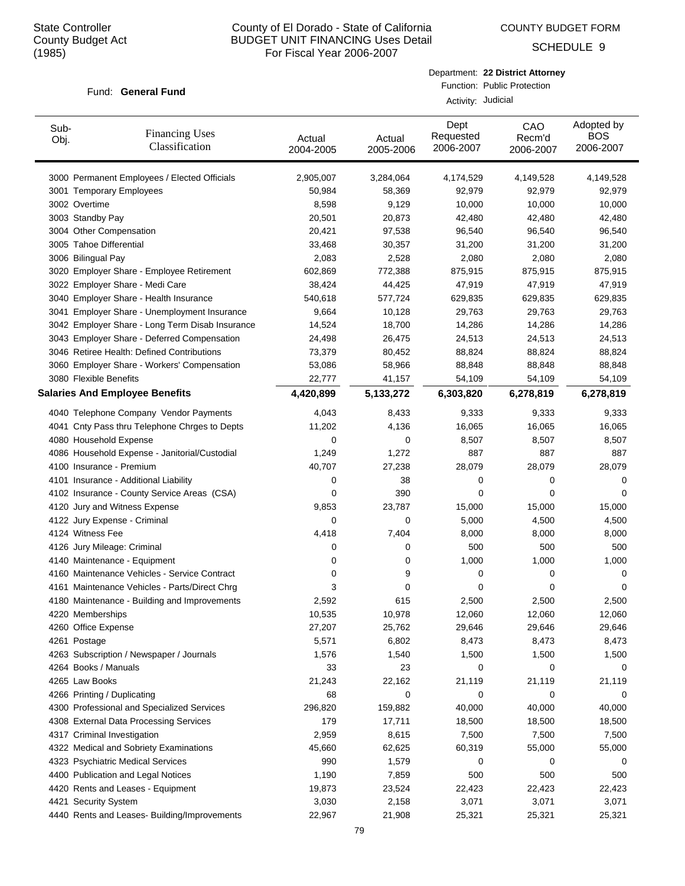State Controller
County Budget Act
(1985)

# County of El Dorado - State of California
## BUDGET UNIT FINANCING Uses Detail
For Fiscal Year 2006-2007

COUNTY BUDGET FORM

SCHEDULE 9

Fund: **General Fund**

Department: **22 District Attorney**
Function: Public Protection
Activity: Judicial

| Sub-Obj. | Financing Uses Classification | Actual 2004-2005 | Actual 2005-2006 | Dept Requested 2006-2007 | CAO Recm'd 2006-2007 | Adopted by BOS 2006-2007 |
|---|---|---|---|---|---|---|
| 3000 | Permanent Employees / Elected Officials | 2,905,007 | 3,284,064 | 4,174,529 | 4,149,528 | 4,149,528 |
| 3001 | Temporary Employees | 50,984 | 58,369 | 92,979 | 92,979 | 92,979 |
| 3002 | Overtime | 8,598 | 9,129 | 10,000 | 10,000 | 10,000 |
| 3003 | Standby Pay | 20,501 | 20,873 | 42,480 | 42,480 | 42,480 |
| 3004 | Other Compensation | 20,421 | 97,538 | 96,540 | 96,540 | 96,540 |
| 3005 | Tahoe Differential | 33,468 | 30,357 | 31,200 | 31,200 | 31,200 |
| 3006 | Bilingual Pay | 2,083 | 2,528 | 2,080 | 2,080 | 2,080 |
| 3020 | Employer Share - Employee Retirement | 602,869 | 772,388 | 875,915 | 875,915 | 875,915 |
| 3022 | Employer Share - Medi Care | 38,424 | 44,425 | 47,919 | 47,919 | 47,919 |
| 3040 | Employer Share - Health Insurance | 540,618 | 577,724 | 629,835 | 629,835 | 629,835 |
| 3041 | Employer Share - Unemployment Insurance | 9,664 | 10,128 | 29,763 | 29,763 | 29,763 |
| 3042 | Employer Share - Long Term Disab Insurance | 14,524 | 18,700 | 14,286 | 14,286 | 14,286 |
| 3043 | Employer Share - Deferred Compensation | 24,498 | 26,475 | 24,513 | 24,513 | 24,513 |
| 3046 | Retiree Health: Defined Contributions | 73,379 | 80,452 | 88,824 | 88,824 | 88,824 |
| 3060 | Employer Share - Workers' Compensation | 53,086 | 58,966 | 88,848 | 88,848 | 88,848 |
| 3080 | Flexible Benefits | 22,777 | 41,157 | 54,109 | 54,109 | 54,109 |
| | **Salaries And Employee Benefits** | **4,420,899** | **5,133,272** | **6,303,820** | **6,278,819** | **6,278,819** |
| 4040 | Telephone Company Vendor Payments | 4,043 | 8,433 | 9,333 | 9,333 | 9,333 |
| 4041 | Cnty Pass thru Telephone Chrges to Depts | 11,202 | 4,136 | 16,065 | 16,065 | 16,065 |
| 4080 | Household Expense | 0 | 0 | 8,507 | 8,507 | 8,507 |
| 4086 | Household Expense - Janitorial/Custodial | 1,249 | 1,272 | 887 | 887 | 887 |
| 4100 | Insurance - Premium | 40,707 | 27,238 | 28,079 | 28,079 | 28,079 |
| 4101 | Insurance - Additional Liability | 0 | 38 | 0 | 0 | 0 |
| 4102 | Insurance - County Service Areas (CSA) | 0 | 390 | 0 | 0 | 0 |
| 4120 | Jury and Witness Expense | 9,853 | 23,787 | 15,000 | 15,000 | 15,000 |
| 4122 | Jury Expense - Criminal | 0 | 0 | 5,000 | 4,500 | 4,500 |
| 4124 | Witness Fee | 4,418 | 7,404 | 8,000 | 8,000 | 8,000 |
| 4126 | Jury Mileage: Criminal | 0 | 0 | 500 | 500 | 500 |
| 4140 | Maintenance - Equipment | 0 | 0 | 1,000 | 1,000 | 1,000 |
| 4160 | Maintenance Vehicles - Service Contract | 0 | 9 | 0 | 0 | 0 |
| 4161 | Maintenance Vehicles - Parts/Direct Chrg | 3 | 0 | 0 | 0 | 0 |
| 4180 | Maintenance - Building and Improvements | 2,592 | 615 | 2,500 | 2,500 | 2,500 |
| 4220 | Memberships | 10,535 | 10,978 | 12,060 | 12,060 | 12,060 |
| 4260 | Office Expense | 27,207 | 25,762 | 29,646 | 29,646 | 29,646 |
| 4261 | Postage | 5,571 | 6,802 | 8,473 | 8,473 | 8,473 |
| 4263 | Subscription / Newspaper / Journals | 1,576 | 1,540 | 1,500 | 1,500 | 1,500 |
| 4264 | Books / Manuals | 33 | 23 | 0 | 0 | 0 |
| 4265 | Law Books | 21,243 | 22,162 | 21,119 | 21,119 | 21,119 |
| 4266 | Printing / Duplicating | 68 | 0 | 0 | 0 | 0 |
| 4300 | Professional and Specialized Services | 296,820 | 159,882 | 40,000 | 40,000 | 40,000 |
| 4308 | External Data Processing Services | 179 | 17,711 | 18,500 | 18,500 | 18,500 |
| 4317 | Criminal Investigation | 2,959 | 8,615 | 7,500 | 7,500 | 7,500 |
| 4322 | Medical and Sobriety Examinations | 45,660 | 62,625 | 60,319 | 55,000 | 55,000 |
| 4323 | Psychiatric Medical Services | 990 | 1,579 | 0 | 0 | 0 |
| 4400 | Publication and Legal Notices | 1,190 | 7,859 | 500 | 500 | 500 |
| 4420 | Rents and Leases - Equipment | 19,873 | 23,524 | 22,423 | 22,423 | 22,423 |
| 4421 | Security System | 3,030 | 2,158 | 3,071 | 3,071 | 3,071 |
| 4440 | Rents and Leases- Building/Improvements | 22,967 | 21,908 | 25,321 | 25,321 | 25,321 |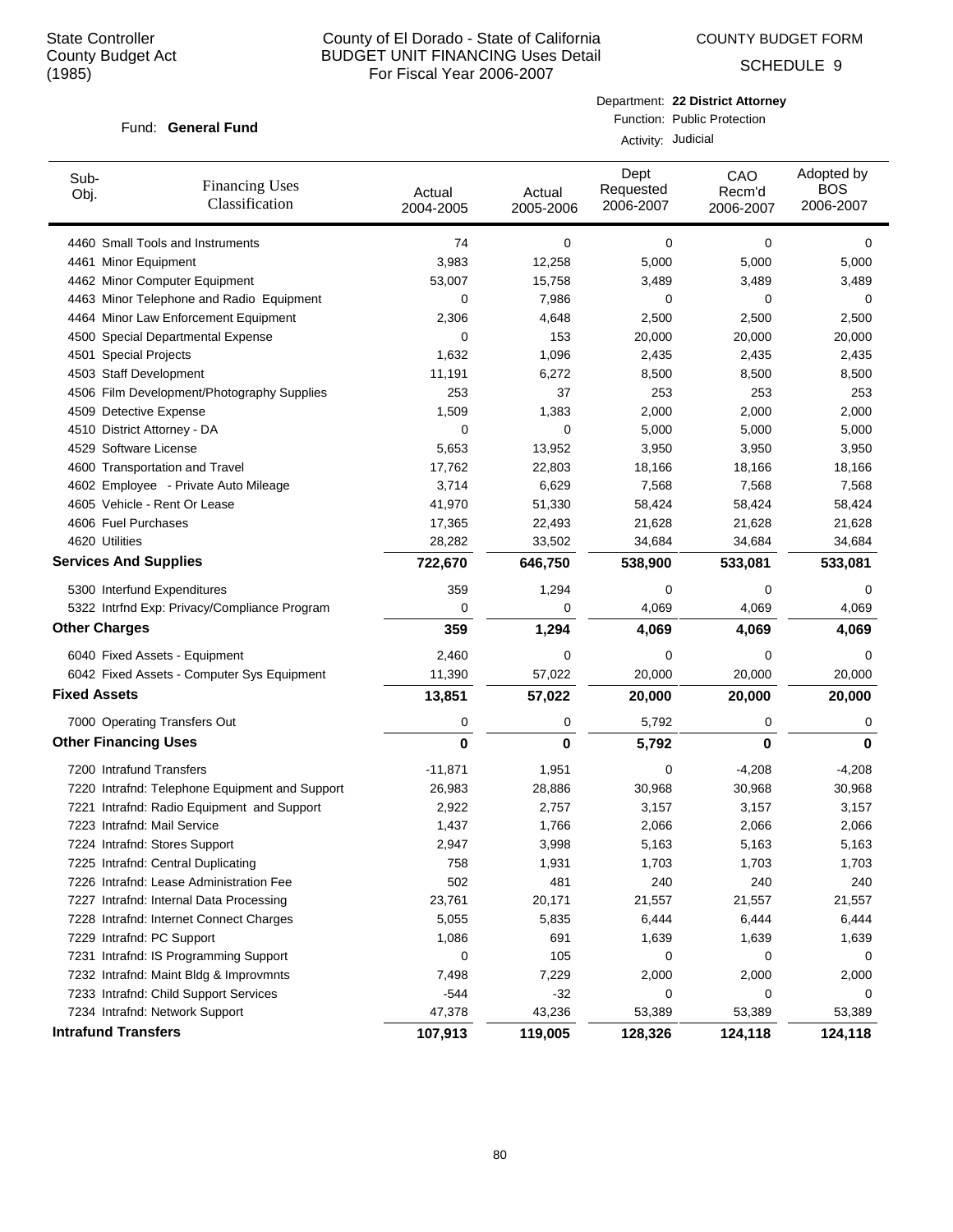State Controller
County Budget Act
(1985)

# County of El Dorado - State of California
## BUDGET UNIT FINANCING Uses Detail
### For Fiscal Year 2006-2007

COUNTY BUDGET FORM

SCHEDULE 9

Fund: **General Fund**

Department: **22 District Attorney**
Function: Public Protection
Activity: Judicial

| Sub-Obj. | Financing Uses Classification | Actual 2004-2005 | Actual 2005-2006 | Dept Requested 2006-2007 | CAO Recm'd 2006-2007 | Adopted by BOS 2006-2007 |
|---|---|---|---|---|---|---|
| 4460 | Small Tools and Instruments | 74 | 0 | 0 | 0 | 0 |
| 4461 | Minor Equipment | 3,983 | 12,258 | 5,000 | 5,000 | 5,000 |
| 4462 | Minor Computer Equipment | 53,007 | 15,758 | 3,489 | 3,489 | 3,489 |
| 4463 | Minor Telephone and Radio Equipment | 0 | 7,986 | 0 | 0 | 0 |
| 4464 | Minor Law Enforcement Equipment | 2,306 | 4,648 | 2,500 | 2,500 | 2,500 |
| 4500 | Special Departmental Expense | 0 | 153 | 20,000 | 20,000 | 20,000 |
| 4501 | Special Projects | 1,632 | 1,096 | 2,435 | 2,435 | 2,435 |
| 4503 | Staff Development | 11,191 | 6,272 | 8,500 | 8,500 | 8,500 |
| 4506 | Film Development/Photography Supplies | 253 | 37 | 253 | 253 | 253 |
| 4509 | Detective Expense | 1,509 | 1,383 | 2,000 | 2,000 | 2,000 |
| 4510 | District Attorney - DA | 0 | 0 | 5,000 | 5,000 | 5,000 |
| 4529 | Software License | 5,653 | 13,952 | 3,950 | 3,950 | 3,950 |
| 4600 | Transportation and Travel | 17,762 | 22,803 | 18,166 | 18,166 | 18,166 |
| 4602 | Employee - Private Auto Mileage | 3,714 | 6,629 | 7,568 | 7,568 | 7,568 |
| 4605 | Vehicle - Rent Or Lease | 41,970 | 51,330 | 58,424 | 58,424 | 58,424 |
| 4606 | Fuel Purchases | 17,365 | 22,493 | 21,628 | 21,628 | 21,628 |
| 4620 | Utilities | 28,282 | 33,502 | 34,684 | 34,684 | 34,684 |
| **Services And Supplies** | | **722,670** | **646,750** | **538,900** | **533,081** | **533,081** |
| 5300 | Interfund Expenditures | 359 | 1,294 | 0 | 0 | 0 |
| 5322 | Intrfnd Exp: Privacy/Compliance Program | 0 | 0 | 4,069 | 4,069 | 4,069 |
| **Other Charges** | | **359** | **1,294** | **4,069** | **4,069** | **4,069** |
| 6040 | Fixed Assets - Equipment | 2,460 | 0 | 0 | 0 | 0 |
| 6042 | Fixed Assets - Computer Sys Equipment | 11,390 | 57,022 | 20,000 | 20,000 | 20,000 |
| **Fixed Assets** | | **13,851** | **57,022** | **20,000** | **20,000** | **20,000** |
| 7000 | Operating Transfers Out | 0 | 0 | 5,792 | 0 | 0 |
| **Other Financing Uses** | | **0** | **0** | **5,792** | **0** | **0** |
| 7200 | Intrafund Transfers | -11,871 | 1,951 | 0 | -4,208 | -4,208 |
| 7220 | Intrafnd: Telephone Equipment and Support | 26,983 | 28,886 | 30,968 | 30,968 | 30,968 |
| 7221 | Intrafnd: Radio Equipment and Support | 2,922 | 2,757 | 3,157 | 3,157 | 3,157 |
| 7223 | Intrafnd: Mail Service | 1,437 | 1,766 | 2,066 | 2,066 | 2,066 |
| 7224 | Intrafnd: Stores Support | 2,947 | 3,998 | 5,163 | 5,163 | 5,163 |
| 7225 | Intrafnd: Central Duplicating | 758 | 1,931 | 1,703 | 1,703 | 1,703 |
| 7226 | Intrafnd: Lease Administration Fee | 502 | 481 | 240 | 240 | 240 |
| 7227 | Intrafnd: Internal Data Processing | 23,761 | 20,171 | 21,557 | 21,557 | 21,557 |
| 7228 | Intrafnd: Internet Connect Charges | 5,055 | 5,835 | 6,444 | 6,444 | 6,444 |
| 7229 | Intrafnd: PC Support | 1,086 | 691 | 1,639 | 1,639 | 1,639 |
| 7231 | Intrafnd: IS Programming Support | 0 | 105 | 0 | 0 | 0 |
| 7232 | Intrafnd: Maint Bldg & Improvmnts | 7,498 | 7,229 | 2,000 | 2,000 | 2,000 |
| 7233 | Intrafnd: Child Support Services | -544 | -32 | 0 | 0 | 0 |
| 7234 | Intrafnd: Network Support | 47,378 | 43,236 | 53,389 | 53,389 | 53,389 |
| **Intrafund Transfers** | | **107,913** | **119,005** | **128,326** | **124,118** | **124,118** |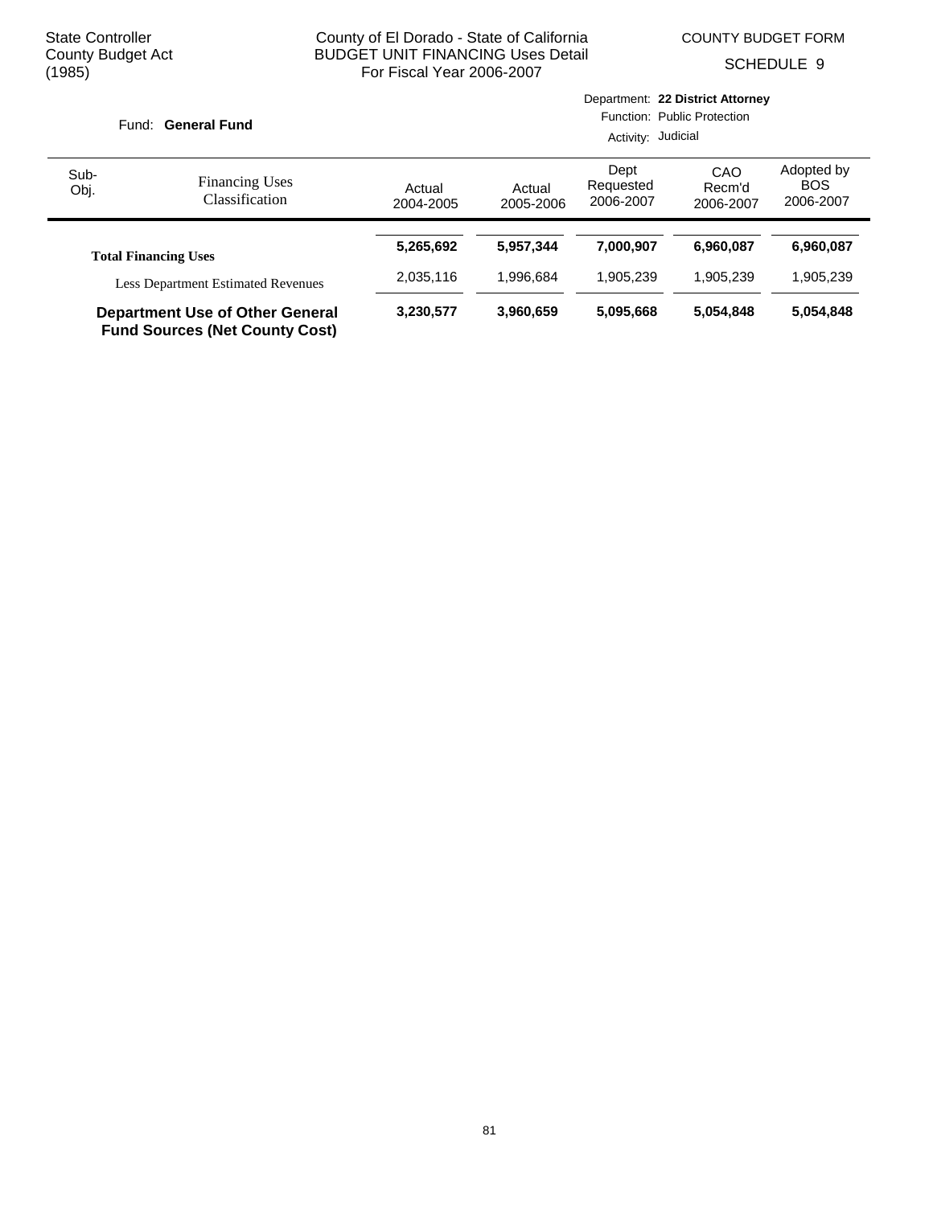State Controller
County Budget Act
(1985)

County of El Dorado - State of California
BUDGET UNIT FINANCING Uses Detail
For Fiscal Year 2006-2007

COUNTY BUDGET FORM
SCHEDULE 9

Fund: **General Fund**

Department: **22 District Attorney**
Function: Public Protection
Activity: Judicial

| Sub-Obj. | Financing Uses Classification | Actual 2004-2005 | Actual 2005-2006 | Dept Requested 2006-2007 | CAO Recm'd 2006-2007 | Adopted by BOS 2006-2007 |
|---|---|---|---|---|---|---|
| | **Total Financing Uses** | **5,265,692** | **5,957,344** | **7,000,907** | **6,960,087** | **6,960,087** |
| | Less Department Estimated Revenues | 2,035,116 | 1,996,684 | 1,905,239 | 1,905,239 | 1,905,239 |
| | **Department Use of Other General Fund Sources (Net County Cost)** | **3,230,577** | **3,960,659** | **5,095,668** | **5,054,848** | **5,054,848** |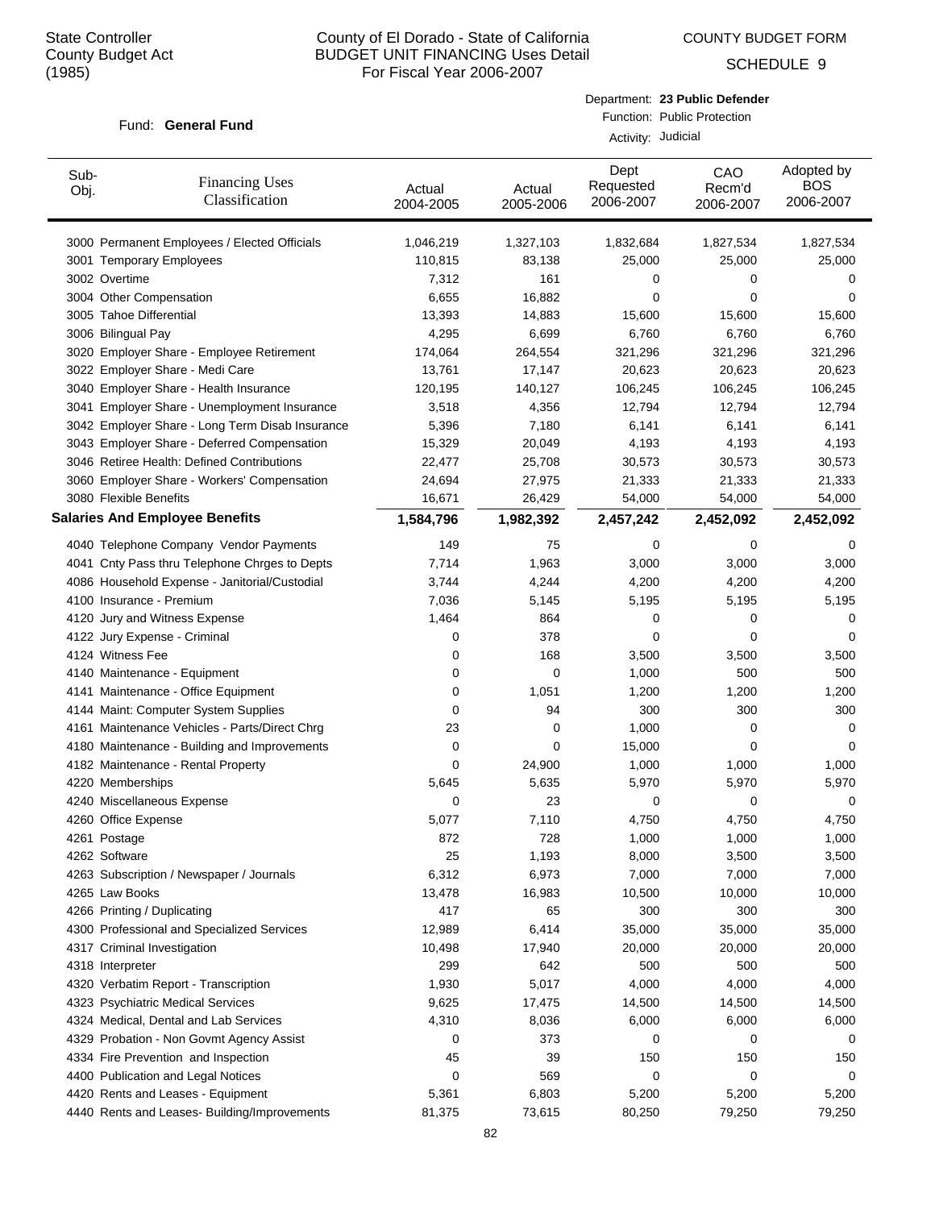State Controller
County Budget Act
(1985)

# County of El Dorado - State of California
## BUDGET UNIT FINANCING Uses Detail
### For Fiscal Year 2006-2007

COUNTY BUDGET FORM

SCHEDULE 9

Fund: **General Fund**

Department: **23 Public Defender**
Function: Public Protection
Activity: Judicial

| Sub-Obj. | Financing Uses Classification | Actual 2004-2005 | Actual 2005-2006 | Dept Requested 2006-2007 | CAO Recm'd 2006-2007 | Adopted by BOS 2006-2007 |
|---|---|---|---|---|---|---|
| 3000 | Permanent Employees / Elected Officials | 1,046,219 | 1,327,103 | 1,832,684 | 1,827,534 | 1,827,534 |
| 3001 | Temporary Employees | 110,815 | 83,138 | 25,000 | 25,000 | 25,000 |
| 3002 | Overtime | 7,312 | 161 | 0 | 0 | 0 |
| 3004 | Other Compensation | 6,655 | 16,882 | 0 | 0 | 0 |
| 3005 | Tahoe Differential | 13,393 | 14,883 | 15,600 | 15,600 | 15,600 |
| 3006 | Bilingual Pay | 4,295 | 6,699 | 6,760 | 6,760 | 6,760 |
| 3020 | Employer Share - Employee Retirement | 174,064 | 264,554 | 321,296 | 321,296 | 321,296 |
| 3022 | Employer Share - Medi Care | 13,761 | 17,147 | 20,623 | 20,623 | 20,623 |
| 3040 | Employer Share - Health Insurance | 120,195 | 140,127 | 106,245 | 106,245 | 106,245 |
| 3041 | Employer Share - Unemployment Insurance | 3,518 | 4,356 | 12,794 | 12,794 | 12,794 |
| 3042 | Employer Share - Long Term Disab Insurance | 5,396 | 7,180 | 6,141 | 6,141 | 6,141 |
| 3043 | Employer Share - Deferred Compensation | 15,329 | 20,049 | 4,193 | 4,193 | 4,193 |
| 3046 | Retiree Health: Defined Contributions | 22,477 | 25,708 | 30,573 | 30,573 | 30,573 |
| 3060 | Employer Share - Workers' Compensation | 24,694 | 27,975 | 21,333 | 21,333 | 21,333 |
| 3080 | Flexible Benefits | 16,671 | 26,429 | 54,000 | 54,000 | 54,000 |
| **Salaries And Employee Benefits** | | **1,584,796** | **1,982,392** | **2,457,242** | **2,452,092** | **2,452,092** |
| 4040 | Telephone Company Vendor Payments | 149 | 75 | 0 | 0 | 0 |
| 4041 | Cnty Pass thru Telephone Chrges to Depts | 7,714 | 1,963 | 3,000 | 3,000 | 3,000 |
| 4086 | Household Expense - Janitorial/Custodial | 3,744 | 4,244 | 4,200 | 4,200 | 4,200 |
| 4100 | Insurance - Premium | 7,036 | 5,145 | 5,195 | 5,195 | 5,195 |
| 4120 | Jury and Witness Expense | 1,464 | 864 | 0 | 0 | 0 |
| 4122 | Jury Expense - Criminal | 0 | 378 | 0 | 0 | 0 |
| 4124 | Witness Fee | 0 | 168 | 3,500 | 3,500 | 3,500 |
| 4140 | Maintenance - Equipment | 0 | 0 | 1,000 | 500 | 500 |
| 4141 | Maintenance - Office Equipment | 0 | 1,051 | 1,200 | 1,200 | 1,200 |
| 4144 | Maint: Computer System Supplies | 0 | 94 | 300 | 300 | 300 |
| 4161 | Maintenance Vehicles - Parts/Direct Chrg | 23 | 0 | 1,000 | 0 | 0 |
| 4180 | Maintenance - Building and Improvements | 0 | 0 | 15,000 | 0 | 0 |
| 4182 | Maintenance - Rental Property | 0 | 24,900 | 1,000 | 1,000 | 1,000 |
| 4220 | Memberships | 5,645 | 5,635 | 5,970 | 5,970 | 5,970 |
| 4240 | Miscellaneous Expense | 0 | 23 | 0 | 0 | 0 |
| 4260 | Office Expense | 5,077 | 7,110 | 4,750 | 4,750 | 4,750 |
| 4261 | Postage | 872 | 728 | 1,000 | 1,000 | 1,000 |
| 4262 | Software | 25 | 1,193 | 8,000 | 3,500 | 3,500 |
| 4263 | Subscription / Newspaper / Journals | 6,312 | 6,973 | 7,000 | 7,000 | 7,000 |
| 4265 | Law Books | 13,478 | 16,983 | 10,500 | 10,000 | 10,000 |
| 4266 | Printing / Duplicating | 417 | 65 | 300 | 300 | 300 |
| 4300 | Professional and Specialized Services | 12,989 | 6,414 | 35,000 | 35,000 | 35,000 |
| 4317 | Criminal Investigation | 10,498 | 17,940 | 20,000 | 20,000 | 20,000 |
| 4318 | Interpreter | 299 | 642 | 500 | 500 | 500 |
| 4320 | Verbatim Report - Transcription | 1,930 | 5,017 | 4,000 | 4,000 | 4,000 |
| 4323 | Psychiatric Medical Services | 9,625 | 17,475 | 14,500 | 14,500 | 14,500 |
| 4324 | Medical, Dental and Lab Services | 4,310 | 8,036 | 6,000 | 6,000 | 6,000 |
| 4329 | Probation - Non Govmt Agency Assist | 0 | 373 | 0 | 0 | 0 |
| 4334 | Fire Prevention and Inspection | 45 | 39 | 150 | 150 | 150 |
| 4400 | Publication and Legal Notices | 0 | 569 | 0 | 0 | 0 |
| 4420 | Rents and Leases - Equipment | 5,361 | 6,803 | 5,200 | 5,200 | 5,200 |
| 4440 | Rents and Leases- Building/Improvements | 81,375 | 73,615 | 80,250 | 79,250 | 79,250 |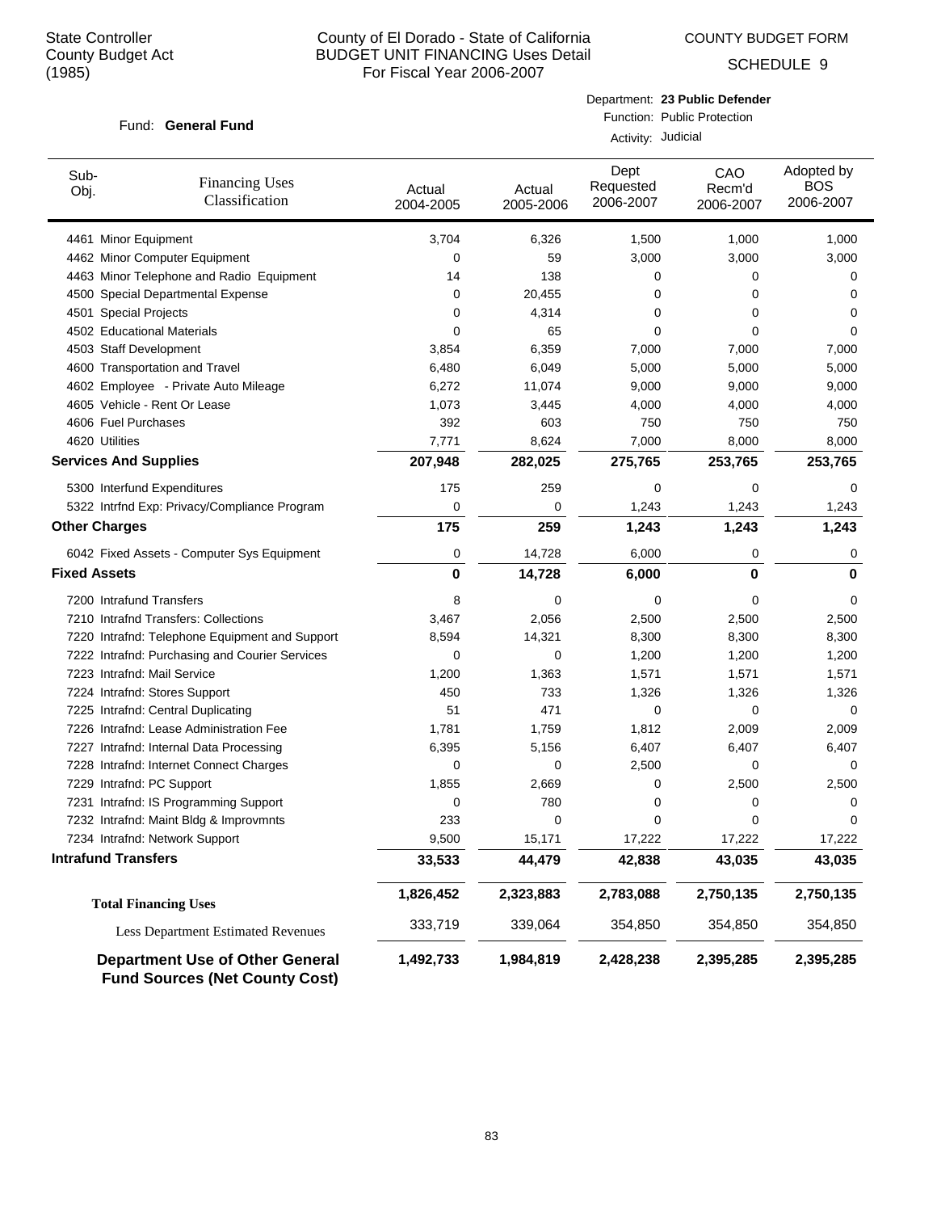State Controller
County Budget Act
(1985)

# County of El Dorado - State of California
## BUDGET UNIT FINANCING Uses Detail
For Fiscal Year 2006-2007

COUNTY BUDGET FORM

SCHEDULE 9

Fund: **General Fund**

Department: **23 Public Defender**
Function: Public Protection
Activity: Judicial

| Sub-Obj. | Financing Uses Classification | Actual 2004-2005 | Actual 2005-2006 | Dept Requested 2006-2007 | CAO Recm'd 2006-2007 | Adopted by BOS 2006-2007 |
|---|---|---|---|---|---|---|
| 4461 | Minor Equipment | 3,704 | 6,326 | 1,500 | 1,000 | 1,000 |
| 4462 | Minor Computer Equipment | 0 | 59 | 3,000 | 3,000 | 3,000 |
| 4463 | Minor Telephone and Radio Equipment | 14 | 138 | 0 | 0 | 0 |
| 4500 | Special Departmental Expense | 0 | 20,455 | 0 | 0 | 0 |
| 4501 | Special Projects | 0 | 4,314 | 0 | 0 | 0 |
| 4502 | Educational Materials | 0 | 65 | 0 | 0 | 0 |
| 4503 | Staff Development | 3,854 | 6,359 | 7,000 | 7,000 | 7,000 |
| 4600 | Transportation and Travel | 6,480 | 6,049 | 5,000 | 5,000 | 5,000 |
| 4602 | Employee - Private Auto Mileage | 6,272 | 11,074 | 9,000 | 9,000 | 9,000 |
| 4605 | Vehicle - Rent Or Lease | 1,073 | 3,445 | 4,000 | 4,000 | 4,000 |
| 4606 | Fuel Purchases | 392 | 603 | 750 | 750 | 750 |
| 4620 | Utilities | 7,771 | 8,624 | 7,000 | 8,000 | 8,000 |
| **Services And Supplies** | | **207,948** | **282,025** | **275,765** | **253,765** | **253,765** |
| 5300 | Interfund Expenditures | 175 | 259 | 0 | 0 | 0 |
| 5322 | Intrfnd Exp: Privacy/Compliance Program | 0 | 0 | 1,243 | 1,243 | 1,243 |
| **Other Charges** | | **175** | **259** | **1,243** | **1,243** | **1,243** |
| 6042 | Fixed Assets - Computer Sys Equipment | 0 | 14,728 | 6,000 | 0 | 0 |
| **Fixed Assets** | | **0** | **14,728** | **6,000** | **0** | **0** |
| 7200 | Intrafund Transfers | 8 | 0 | 0 | 0 | 0 |
| 7210 | Intrafnd Transfers: Collections | 3,467 | 2,056 | 2,500 | 2,500 | 2,500 |
| 7220 | Intrafnd: Telephone Equipment and Support | 8,594 | 14,321 | 8,300 | 8,300 | 8,300 |
| 7222 | Intrafnd: Purchasing and Courier Services | 0 | 0 | 1,200 | 1,200 | 1,200 |
| 7223 | Intrafnd: Mail Service | 1,200 | 1,363 | 1,571 | 1,571 | 1,571 |
| 7224 | Intrafnd: Stores Support | 450 | 733 | 1,326 | 1,326 | 1,326 |
| 7225 | Intrafnd: Central Duplicating | 51 | 471 | 0 | 0 | 0 |
| 7226 | Intrafnd: Lease Administration Fee | 1,781 | 1,759 | 1,812 | 2,009 | 2,009 |
| 7227 | Intrafnd: Internal Data Processing | 6,395 | 5,156 | 6,407 | 6,407 | 6,407 |
| 7228 | Intrafnd: Internet Connect Charges | 0 | 0 | 2,500 | 0 | 0 |
| 7229 | Intrafnd: PC Support | 1,855 | 2,669 | 0 | 2,500 | 2,500 |
| 7231 | Intrafnd: IS Programming Support | 0 | 780 | 0 | 0 | 0 |
| 7232 | Intrafnd: Maint Bldg & Improvmnts | 233 | 0 | 0 | 0 | 0 |
| 7234 | Intrafnd: Network Support | 9,500 | 15,171 | 17,222 | 17,222 | 17,222 |
| **Intrafund Transfers** | | **33,533** | **44,479** | **42,838** | **43,035** | **43,035** |
| **Total Financing Uses** | | **1,826,452** | **2,323,883** | **2,783,088** | **2,750,135** | **2,750,135** |
| Less Department Estimated Revenues | | 333,719 | 339,064 | 354,850 | 354,850 | 354,850 |
| **Department Use of Other General Fund Sources (Net County Cost)** | | **1,492,733** | **1,984,819** | **2,428,238** | **2,395,285** | **2,395,285** |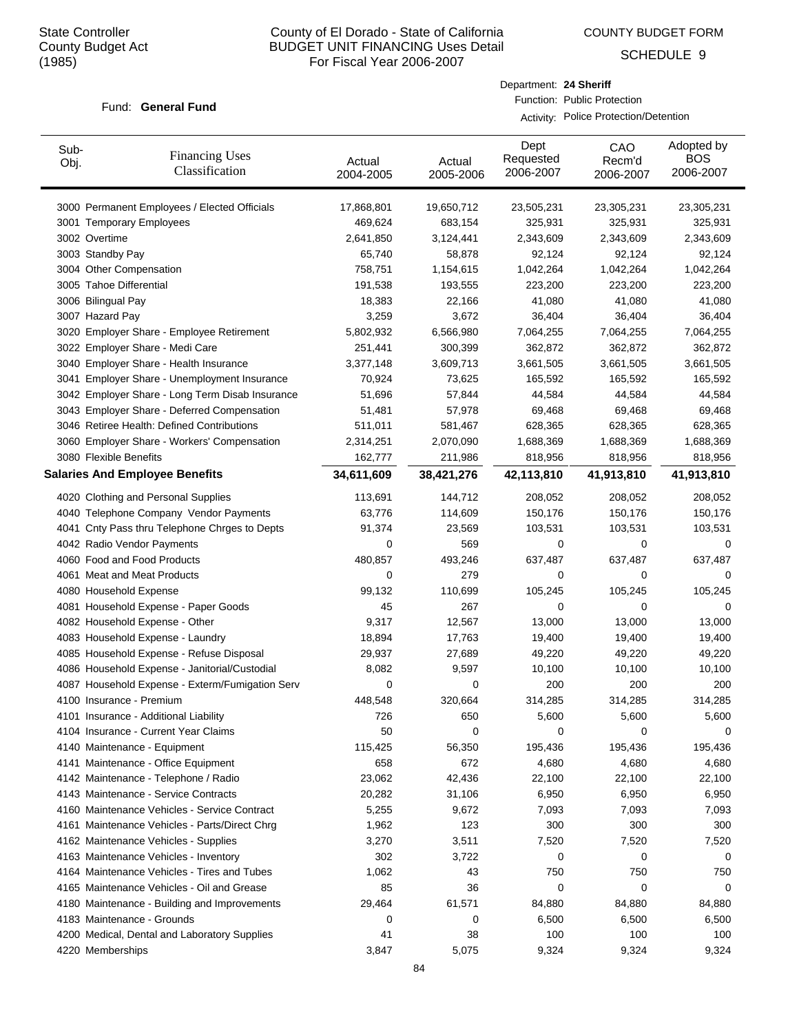State Controller
County Budget Act
(1985)

County of El Dorado - State of California
BUDGET UNIT FINANCING Uses Detail
For Fiscal Year 2006-2007

COUNTY BUDGET FORM
SCHEDULE 9

Fund: **General Fund**

Department: **24 Sheriff**
Function: Public Protection
Activity: Police Protection/Detention

| Sub-Obj. | Financing Uses Classification | Actual 2004-2005 | Actual 2005-2006 | Dept Requested 2006-2007 | CAO Recm'd 2006-2007 | Adopted by BOS 2006-2007 |
|---|---|---|---|---|---|---|
| 3000 | Permanent Employees / Elected Officials | 17,868,801 | 19,650,712 | 23,505,231 | 23,305,231 | 23,305,231 |
| 3001 | Temporary Employees | 469,624 | 683,154 | 325,931 | 325,931 | 325,931 |
| 3002 | Overtime | 2,641,850 | 3,124,441 | 2,343,609 | 2,343,609 | 2,343,609 |
| 3003 | Standby Pay | 65,740 | 58,878 | 92,124 | 92,124 | 92,124 |
| 3004 | Other Compensation | 758,751 | 1,154,615 | 1,042,264 | 1,042,264 | 1,042,264 |
| 3005 | Tahoe Differential | 191,538 | 193,555 | 223,200 | 223,200 | 223,200 |
| 3006 | Bilingual Pay | 18,383 | 22,166 | 41,080 | 41,080 | 41,080 |
| 3007 | Hazard Pay | 3,259 | 3,672 | 36,404 | 36,404 | 36,404 |
| 3020 | Employer Share - Employee Retirement | 5,802,932 | 6,566,980 | 7,064,255 | 7,064,255 | 7,064,255 |
| 3022 | Employer Share - Medi Care | 251,441 | 300,399 | 362,872 | 362,872 | 362,872 |
| 3040 | Employer Share - Health Insurance | 3,377,148 | 3,609,713 | 3,661,505 | 3,661,505 | 3,661,505 |
| 3041 | Employer Share - Unemployment Insurance | 70,924 | 73,625 | 165,592 | 165,592 | 165,592 |
| 3042 | Employer Share - Long Term Disab Insurance | 51,696 | 57,844 | 44,584 | 44,584 | 44,584 |
| 3043 | Employer Share - Deferred Compensation | 51,481 | 57,978 | 69,468 | 69,468 | 69,468 |
| 3046 | Retiree Health: Defined Contributions | 511,011 | 581,467 | 628,365 | 628,365 | 628,365 |
| 3060 | Employer Share - Workers' Compensation | 2,314,251 | 2,070,090 | 1,688,369 | 1,688,369 | 1,688,369 |
| 3080 | Flexible Benefits | 162,777 | 211,986 | 818,956 | 818,956 | 818,956 |
| **Salaries And Employee Benefits** | | **34,611,609** | **38,421,276** | **42,113,810** | **41,913,810** | **41,913,810** |
| 4020 | Clothing and Personal Supplies | 113,691 | 144,712 | 208,052 | 208,052 | 208,052 |
| 4040 | Telephone Company Vendor Payments | 63,776 | 114,609 | 150,176 | 150,176 | 150,176 |
| 4041 | Cnty Pass thru Telephone Chrges to Depts | 91,374 | 23,569 | 103,531 | 103,531 | 103,531 |
| 4042 | Radio Vendor Payments | 0 | 569 | 0 | 0 | 0 |
| 4060 | Food and Food Products | 480,857 | 493,246 | 637,487 | 637,487 | 637,487 |
| 4061 | Meat and Meat Products | 0 | 279 | 0 | 0 | 0 |
| 4080 | Household Expense | 99,132 | 110,699 | 105,245 | 105,245 | 105,245 |
| 4081 | Household Expense - Paper Goods | 45 | 267 | 0 | 0 | 0 |
| 4082 | Household Expense - Other | 9,317 | 12,567 | 13,000 | 13,000 | 13,000 |
| 4083 | Household Expense - Laundry | 18,894 | 17,763 | 19,400 | 19,400 | 19,400 |
| 4085 | Household Expense - Refuse Disposal | 29,937 | 27,689 | 49,220 | 49,220 | 49,220 |
| 4086 | Household Expense - Janitorial/Custodial | 8,082 | 9,597 | 10,100 | 10,100 | 10,100 |
| 4087 | Household Expense - Exterm/Fumigation Serv | 0 | 0 | 200 | 200 | 200 |
| 4100 | Insurance - Premium | 448,548 | 320,664 | 314,285 | 314,285 | 314,285 |
| 4101 | Insurance - Additional Liability | 726 | 650 | 5,600 | 5,600 | 5,600 |
| 4104 | Insurance - Current Year Claims | 50 | 0 | 0 | 0 | 0 |
| 4140 | Maintenance - Equipment | 115,425 | 56,350 | 195,436 | 195,436 | 195,436 |
| 4141 | Maintenance - Office Equipment | 658 | 672 | 4,680 | 4,680 | 4,680 |
| 4142 | Maintenance - Telephone / Radio | 23,062 | 42,436 | 22,100 | 22,100 | 22,100 |
| 4143 | Maintenance - Service Contracts | 20,282 | 31,106 | 6,950 | 6,950 | 6,950 |
| 4160 | Maintenance Vehicles - Service Contract | 5,255 | 9,672 | 7,093 | 7,093 | 7,093 |
| 4161 | Maintenance Vehicles - Parts/Direct Chrg | 1,962 | 123 | 300 | 300 | 300 |
| 4162 | Maintenance Vehicles - Supplies | 3,270 | 3,511 | 7,520 | 7,520 | 7,520 |
| 4163 | Maintenance Vehicles - Inventory | 302 | 3,722 | 0 | 0 | 0 |
| 4164 | Maintenance Vehicles - Tires and Tubes | 1,062 | 43 | 750 | 750 | 750 |
| 4165 | Maintenance Vehicles - Oil and Grease | 85 | 36 | 0 | 0 | 0 |
| 4180 | Maintenance - Building and Improvements | 29,464 | 61,571 | 84,880 | 84,880 | 84,880 |
| 4183 | Maintenance - Grounds | 0 | 0 | 6,500 | 6,500 | 6,500 |
| 4200 | Medical, Dental and Laboratory Supplies | 41 | 38 | 100 | 100 | 100 |
| 4220 | Memberships | 3,847 | 5,075 | 9,324 | 9,324 | 9,324 |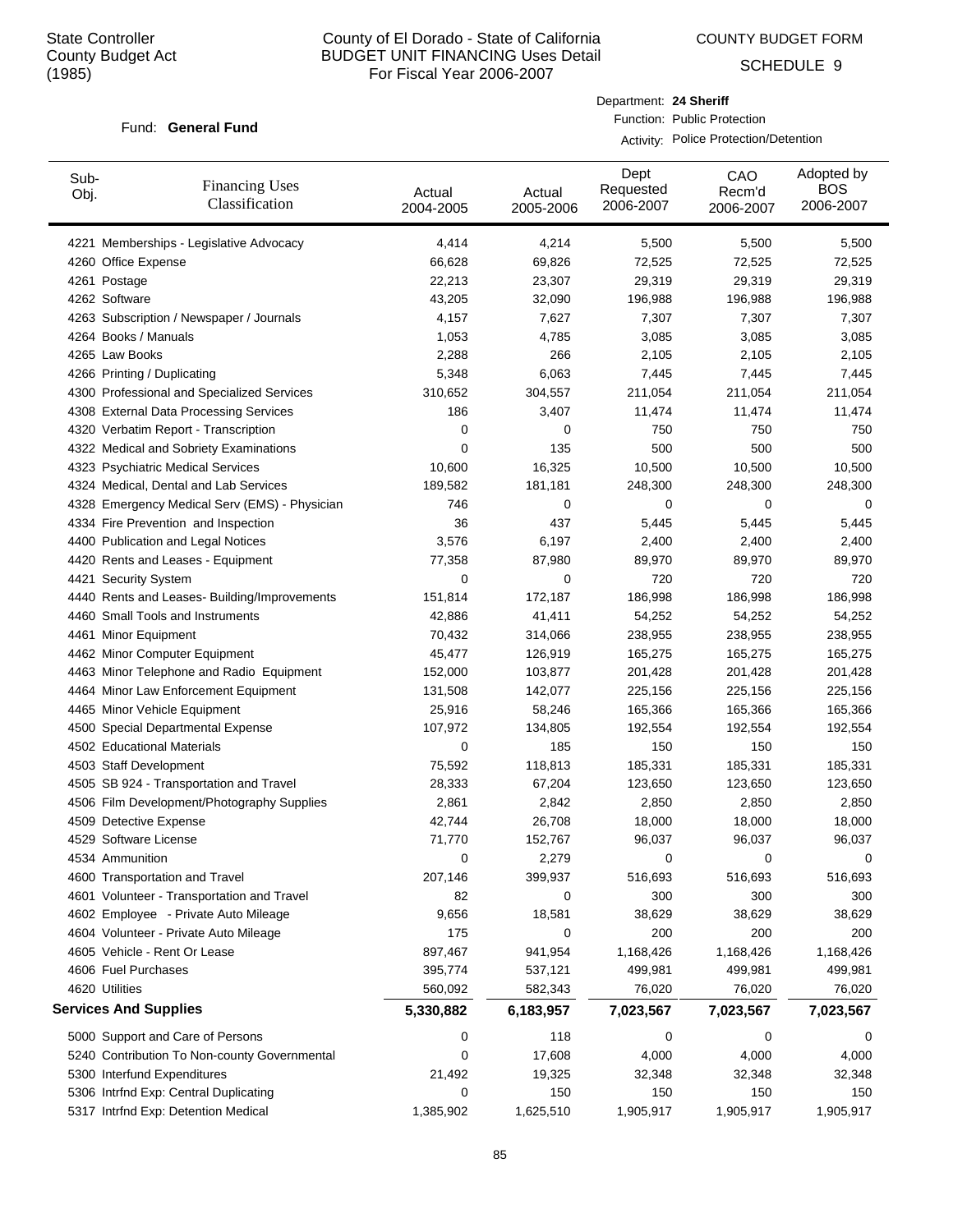State Controller
County Budget Act
(1985)

# County of El Dorado - State of California
## BUDGET UNIT FINANCING Uses Detail
### For Fiscal Year 2006-2007

COUNTY BUDGET FORM

SCHEDULE 9

Fund: **General Fund**

Department: **24 Sheriff**
Function: Public Protection
Activity: Police Protection/Detention

| Sub-Obj. | Financing Uses Classification | Actual 2004-2005 | Actual 2005-2006 | Dept Requested 2006-2007 | CAO Recm'd 2006-2007 | Adopted by BOS 2006-2007 |
|---|---|---|---|---|---|---|
| 4221 | Memberships - Legislative Advocacy | 4,414 | 4,214 | 5,500 | 5,500 | 5,500 |
| 4260 | Office Expense | 66,628 | 69,826 | 72,525 | 72,525 | 72,525 |
| 4261 | Postage | 22,213 | 23,307 | 29,319 | 29,319 | 29,319 |
| 4262 | Software | 43,205 | 32,090 | 196,988 | 196,988 | 196,988 |
| 4263 | Subscription / Newspaper / Journals | 4,157 | 7,627 | 7,307 | 7,307 | 7,307 |
| 4264 | Books / Manuals | 1,053 | 4,785 | 3,085 | 3,085 | 3,085 |
| 4265 | Law Books | 2,288 | 266 | 2,105 | 2,105 | 2,105 |
| 4266 | Printing / Duplicating | 5,348 | 6,063 | 7,445 | 7,445 | 7,445 |
| 4300 | Professional and Specialized Services | 310,652 | 304,557 | 211,054 | 211,054 | 211,054 |
| 4308 | External Data Processing Services | 186 | 3,407 | 11,474 | 11,474 | 11,474 |
| 4320 | Verbatim Report - Transcription | 0 | 0 | 750 | 750 | 750 |
| 4322 | Medical and Sobriety Examinations | 0 | 135 | 500 | 500 | 500 |
| 4323 | Psychiatric Medical Services | 10,600 | 16,325 | 10,500 | 10,500 | 10,500 |
| 4324 | Medical, Dental and Lab Services | 189,582 | 181,181 | 248,300 | 248,300 | 248,300 |
| 4328 | Emergency Medical Serv (EMS) - Physician | 746 | 0 | 0 | 0 | 0 |
| 4334 | Fire Prevention and Inspection | 36 | 437 | 5,445 | 5,445 | 5,445 |
| 4400 | Publication and Legal Notices | 3,576 | 6,197 | 2,400 | 2,400 | 2,400 |
| 4420 | Rents and Leases - Equipment | 77,358 | 87,980 | 89,970 | 89,970 | 89,970 |
| 4421 | Security System | 0 | 0 | 720 | 720 | 720 |
| 4440 | Rents and Leases- Building/Improvements | 151,814 | 172,187 | 186,998 | 186,998 | 186,998 |
| 4460 | Small Tools and Instruments | 42,886 | 41,411 | 54,252 | 54,252 | 54,252 |
| 4461 | Minor Equipment | 70,432 | 314,066 | 238,955 | 238,955 | 238,955 |
| 4462 | Minor Computer Equipment | 45,477 | 126,919 | 165,275 | 165,275 | 165,275 |
| 4463 | Minor Telephone and Radio Equipment | 152,000 | 103,877 | 201,428 | 201,428 | 201,428 |
| 4464 | Minor Law Enforcement Equipment | 131,508 | 142,077 | 225,156 | 225,156 | 225,156 |
| 4465 | Minor Vehicle Equipment | 25,916 | 58,246 | 165,366 | 165,366 | 165,366 |
| 4500 | Special Departmental Expense | 107,972 | 134,805 | 192,554 | 192,554 | 192,554 |
| 4502 | Educational Materials | 0 | 185 | 150 | 150 | 150 |
| 4503 | Staff Development | 75,592 | 118,813 | 185,331 | 185,331 | 185,331 |
| 4505 | SB 924 - Transportation and Travel | 28,333 | 67,204 | 123,650 | 123,650 | 123,650 |
| 4506 | Film Development/Photography Supplies | 2,861 | 2,842 | 2,850 | 2,850 | 2,850 |
| 4509 | Detective Expense | 42,744 | 26,708 | 18,000 | 18,000 | 18,000 |
| 4529 | Software License | 71,770 | 152,767 | 96,037 | 96,037 | 96,037 |
| 4534 | Ammunition | 0 | 2,279 | 0 | 0 | 0 |
| 4600 | Transportation and Travel | 207,146 | 399,937 | 516,693 | 516,693 | 516,693 |
| 4601 | Volunteer - Transportation and Travel | 82 | 0 | 300 | 300 | 300 |
| 4602 | Employee - Private Auto Mileage | 9,656 | 18,581 | 38,629 | 38,629 | 38,629 |
| 4604 | Volunteer - Private Auto Mileage | 175 | 0 | 200 | 200 | 200 |
| 4605 | Vehicle - Rent Or Lease | 897,467 | 941,954 | 1,168,426 | 1,168,426 | 1,168,426 |
| 4606 | Fuel Purchases | 395,774 | 537,121 | 499,981 | 499,981 | 499,981 |
| 4620 | Utilities | 560,092 | 582,343 | 76,020 | 76,020 | 76,020 |
| **Services And Supplies** | | **5,330,882** | **6,183,957** | **7,023,567** | **7,023,567** | **7,023,567** |
| 5000 | Support and Care of Persons | 0 | 118 | 0 | 0 | 0 |
| 5240 | Contribution To Non-county Governmental | 0 | 17,608 | 4,000 | 4,000 | 4,000 |
| 5300 | Interfund Expenditures | 21,492 | 19,325 | 32,348 | 32,348 | 32,348 |
| 5306 | Intrfnd Exp: Central Duplicating | 0 | 150 | 150 | 150 | 150 |
| 5317 | Intrfnd Exp: Detention Medical | 1,385,902 | 1,625,510 | 1,905,917 | 1,905,917 | 1,905,917 |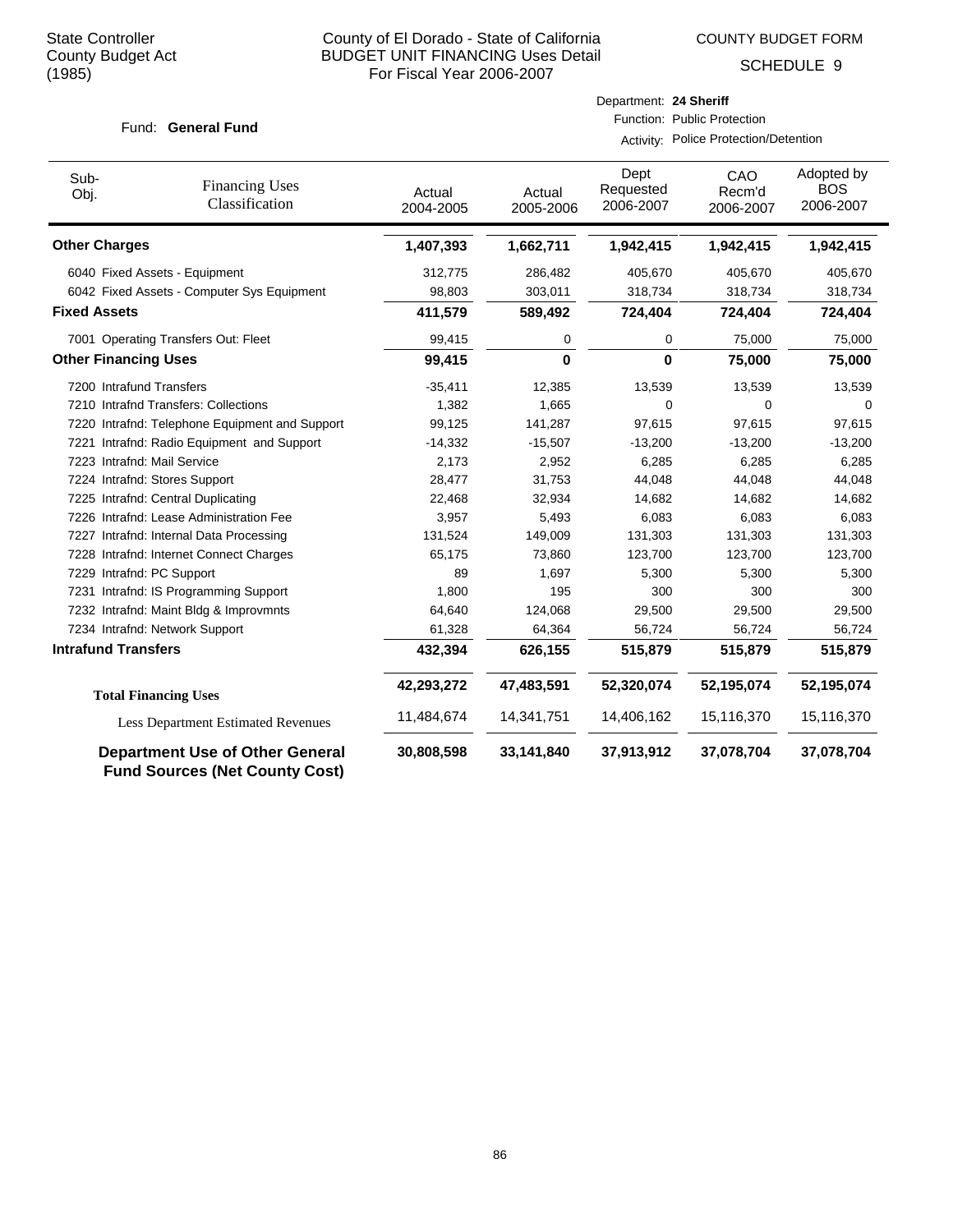State Controller
County Budget Act
(1985)

County of El Dorado - State of California
BUDGET UNIT FINANCING Uses Detail
For Fiscal Year 2006-2007

COUNTY BUDGET FORM
SCHEDULE 9

Fund: **General Fund**

Department: **24 Sheriff**
Function: Public Protection
Activity: Police Protection/Detention

| Sub-Obj. | Financing Uses Classification | Actual 2004-2005 | Actual 2005-2006 | Dept Requested 2006-2007 | CAO Recm'd 2006-2007 | Adopted by BOS 2006-2007 |
|---|---|---|---|---|---|---|
| **Other Charges** | | **1,407,393** | **1,662,711** | **1,942,415** | **1,942,415** | **1,942,415** |
| 6040 | Fixed Assets - Equipment | 312,775 | 286,482 | 405,670 | 405,670 | 405,670 |
| 6042 | Fixed Assets - Computer Sys Equipment | 98,803 | 303,011 | 318,734 | 318,734 | 318,734 |
| **Fixed Assets** | | **411,579** | **589,492** | **724,404** | **724,404** | **724,404** |
| 7001 | Operating Transfers Out: Fleet | 99,415 | 0 | 0 | 75,000 | 75,000 |
| **Other Financing Uses** | | **99,415** | **0** | **0** | **75,000** | **75,000** |
| 7200 | Intrafund Transfers | -35,411 | 12,385 | 13,539 | 13,539 | 13,539 |
| 7210 | Intrafnd Transfers: Collections | 1,382 | 1,665 | 0 | 0 | 0 |
| 7220 | Intrafnd: Telephone Equipment and Support | 99,125 | 141,287 | 97,615 | 97,615 | 97,615 |
| 7221 | Intrafnd: Radio Equipment and Support | -14,332 | -15,507 | -13,200 | -13,200 | -13,200 |
| 7223 | Intrafnd: Mail Service | 2,173 | 2,952 | 6,285 | 6,285 | 6,285 |
| 7224 | Intrafnd: Stores Support | 28,477 | 31,753 | 44,048 | 44,048 | 44,048 |
| 7225 | Intrafnd: Central Duplicating | 22,468 | 32,934 | 14,682 | 14,682 | 14,682 |
| 7226 | Intrafnd: Lease Administration Fee | 3,957 | 5,493 | 6,083 | 6,083 | 6,083 |
| 7227 | Intrafnd: Internal Data Processing | 131,524 | 149,009 | 131,303 | 131,303 | 131,303 |
| 7228 | Intrafnd: Internet Connect Charges | 65,175 | 73,860 | 123,700 | 123,700 | 123,700 |
| 7229 | Intrafnd: PC Support | 89 | 1,697 | 5,300 | 5,300 | 5,300 |
| 7231 | Intrafnd: IS Programming Support | 1,800 | 195 | 300 | 300 | 300 |
| 7232 | Intrafnd: Maint Bldg & Improvmnts | 64,640 | 124,068 | 29,500 | 29,500 | 29,500 |
| 7234 | Intrafnd: Network Support | 61,328 | 64,364 | 56,724 | 56,724 | 56,724 |
| **Intrafund Transfers** | | **432,394** | **626,155** | **515,879** | **515,879** | **515,879** |
| **Total Financing Uses** | | **42,293,272** | **47,483,591** | **52,320,074** | **52,195,074** | **52,195,074** |
| Less Department Estimated Revenues | | 11,484,674 | 14,341,751 | 14,406,162 | 15,116,370 | 15,116,370 |
| **Department Use of Other General Fund Sources (Net County Cost)** | | **30,808,598** | **33,141,840** | **37,913,912** | **37,078,704** | **37,078,704** |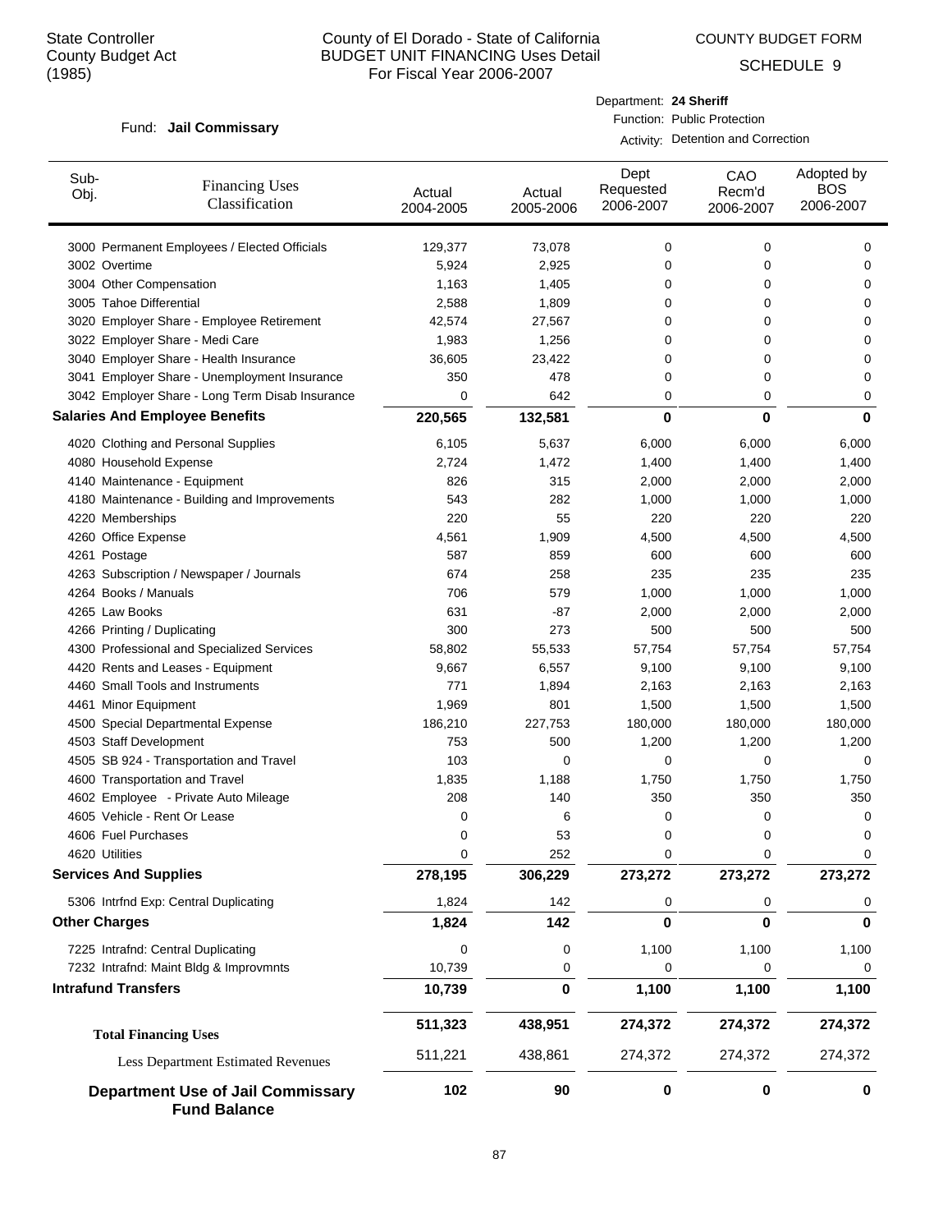State Controller
County Budget Act
(1985)

# County of El Dorado - State of California
## BUDGET UNIT FINANCING Uses Detail
For Fiscal Year 2006-2007

COUNTY BUDGET FORM
SCHEDULE 9

Fund: **Jail Commissary**

Department: **24 Sheriff**
Function: Public Protection
Activity: Detention and Correction

| Sub-Obj. | Financing Uses Classification | Actual 2004-2005 | Actual 2005-2006 | Dept Requested 2006-2007 | CAO Recm'd 2006-2007 | Adopted by BOS 2006-2007 |
|---|---|---|---|---|---|---|
| 3000 | Permanent Employees / Elected Officials | 129,377 | 73,078 | 0 | 0 | 0 |
| 3002 | Overtime | 5,924 | 2,925 | 0 | 0 | 0 |
| 3004 | Other Compensation | 1,163 | 1,405 | 0 | 0 | 0 |
| 3005 | Tahoe Differential | 2,588 | 1,809 | 0 | 0 | 0 |
| 3020 | Employer Share - Employee Retirement | 42,574 | 27,567 | 0 | 0 | 0 |
| 3022 | Employer Share - Medi Care | 1,983 | 1,256 | 0 | 0 | 0 |
| 3040 | Employer Share - Health Insurance | 36,605 | 23,422 | 0 | 0 | 0 |
| 3041 | Employer Share - Unemployment Insurance | 350 | 478 | 0 | 0 | 0 |
| 3042 | Employer Share - Long Term Disab Insurance | 0 | 642 | 0 | 0 | 0 |
| **Salaries And Employee Benefits** | | **220,565** | **132,581** | **0** | **0** | **0** |
| 4020 | Clothing and Personal Supplies | 6,105 | 5,637 | 6,000 | 6,000 | 6,000 |
| 4080 | Household Expense | 2,724 | 1,472 | 1,400 | 1,400 | 1,400 |
| 4140 | Maintenance - Equipment | 826 | 315 | 2,000 | 2,000 | 2,000 |
| 4180 | Maintenance - Building and Improvements | 543 | 282 | 1,000 | 1,000 | 1,000 |
| 4220 | Memberships | 220 | 55 | 220 | 220 | 220 |
| 4260 | Office Expense | 4,561 | 1,909 | 4,500 | 4,500 | 4,500 |
| 4261 | Postage | 587 | 859 | 600 | 600 | 600 |
| 4263 | Subscription / Newspaper / Journals | 674 | 258 | 235 | 235 | 235 |
| 4264 | Books / Manuals | 706 | 579 | 1,000 | 1,000 | 1,000 |
| 4265 | Law Books | 631 | -87 | 2,000 | 2,000 | 2,000 |
| 4266 | Printing / Duplicating | 300 | 273 | 500 | 500 | 500 |
| 4300 | Professional and Specialized Services | 58,802 | 55,533 | 57,754 | 57,754 | 57,754 |
| 4420 | Rents and Leases - Equipment | 9,667 | 6,557 | 9,100 | 9,100 | 9,100 |
| 4460 | Small Tools and Instruments | 771 | 1,894 | 2,163 | 2,163 | 2,163 |
| 4461 | Minor Equipment | 1,969 | 801 | 1,500 | 1,500 | 1,500 |
| 4500 | Special Departmental Expense | 186,210 | 227,753 | 180,000 | 180,000 | 180,000 |
| 4503 | Staff Development | 753 | 500 | 1,200 | 1,200 | 1,200 |
| 4505 | SB 924 - Transportation and Travel | 103 | 0 | 0 | 0 | 0 |
| 4600 | Transportation and Travel | 1,835 | 1,188 | 1,750 | 1,750 | 1,750 |
| 4602 | Employee - Private Auto Mileage | 208 | 140 | 350 | 350 | 350 |
| 4605 | Vehicle - Rent Or Lease | 0 | 6 | 0 | 0 | 0 |
| 4606 | Fuel Purchases | 0 | 53 | 0 | 0 | 0 |
| 4620 | Utilities | 0 | 252 | 0 | 0 | 0 |
| **Services And Supplies** | | **278,195** | **306,229** | **273,272** | **273,272** | **273,272** |
| 5306 | Intrfnd Exp: Central Duplicating | 1,824 | 142 | 0 | 0 | 0 |
| **Other Charges** | | **1,824** | **142** | **0** | **0** | **0** |
| 7225 | Intrafnd: Central Duplicating | 0 | 0 | 1,100 | 1,100 | 1,100 |
| 7232 | Intrafnd: Maint Bldg & Improvmnts | 10,739 | 0 | 0 | 0 | 0 |
| **Intrafund Transfers** | | **10,739** | **0** | **1,100** | **1,100** | **1,100** |
| **Total Financing Uses** | | **511,323** | **438,951** | **274,372** | **274,372** | **274,372** |
| Less Department Estimated Revenues | | 511,221 | 438,861 | 274,372 | 274,372 | 274,372 |
| **Department Use of Jail Commissary Fund Balance** | | **102** | **90** | **0** | **0** | **0** |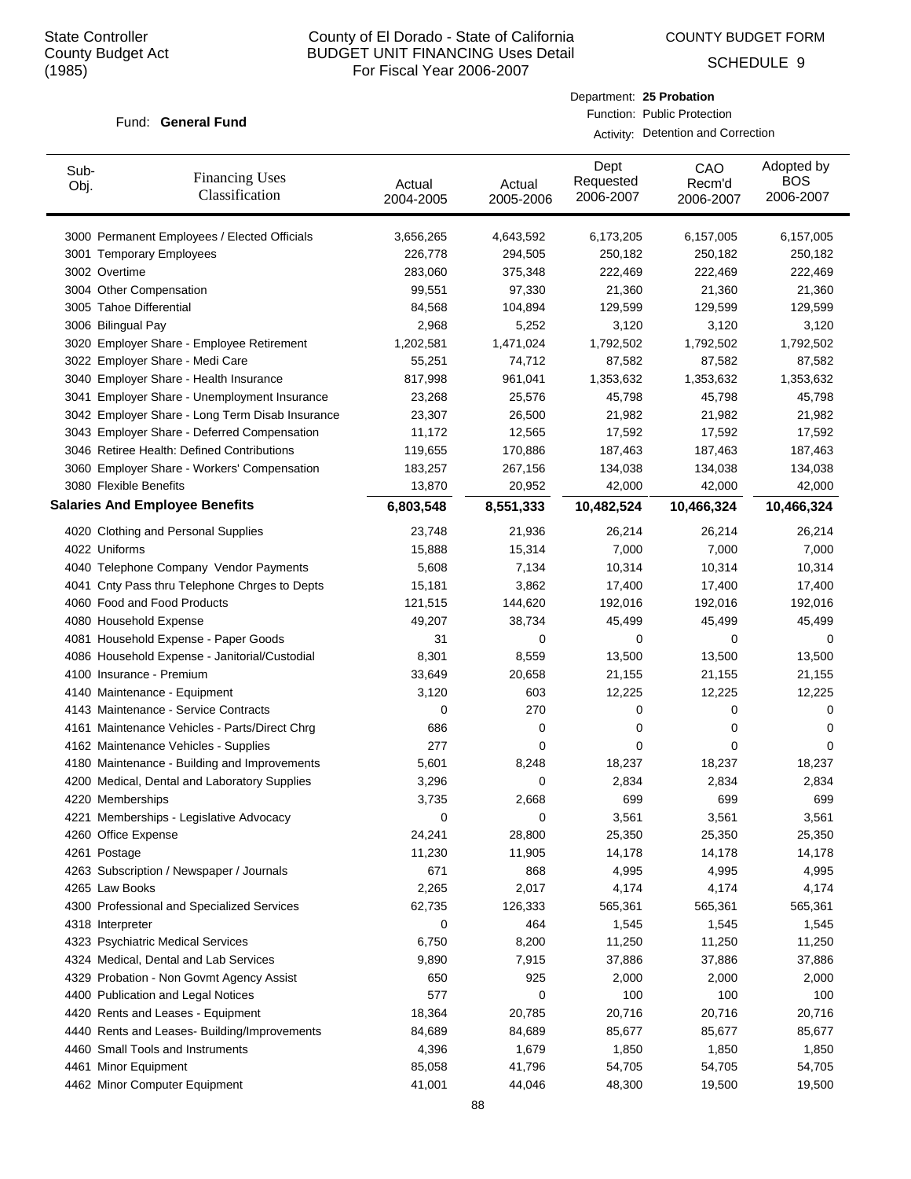State Controller
County Budget Act
(1985)

# County of El Dorado - State of California
## BUDGET UNIT FINANCING Uses Detail
### For Fiscal Year 2006-2007

COUNTY BUDGET FORM

SCHEDULE 9

Fund: **General Fund**

Department: **25 Probation**
Function: Public Protection
Activity: Detention and Correction

| Sub-Obj. | Financing Uses Classification | Actual 2004-2005 | Actual 2005-2006 | Dept Requested 2006-2007 | CAO Recm'd 2006-2007 | Adopted by BOS 2006-2007 |
|---|---|---|---|---|---|---|
| 3000 | Permanent Employees / Elected Officials | 3,656,265 | 4,643,592 | 6,173,205 | 6,157,005 | 6,157,005 |
| 3001 | Temporary Employees | 226,778 | 294,505 | 250,182 | 250,182 | 250,182 |
| 3002 | Overtime | 283,060 | 375,348 | 222,469 | 222,469 | 222,469 |
| 3004 | Other Compensation | 99,551 | 97,330 | 21,360 | 21,360 | 21,360 |
| 3005 | Tahoe Differential | 84,568 | 104,894 | 129,599 | 129,599 | 129,599 |
| 3006 | Bilingual Pay | 2,968 | 5,252 | 3,120 | 3,120 | 3,120 |
| 3020 | Employer Share - Employee Retirement | 1,202,581 | 1,471,024 | 1,792,502 | 1,792,502 | 1,792,502 |
| 3022 | Employer Share - Medi Care | 55,251 | 74,712 | 87,582 | 87,582 | 87,582 |
| 3040 | Employer Share - Health Insurance | 817,998 | 961,041 | 1,353,632 | 1,353,632 | 1,353,632 |
| 3041 | Employer Share - Unemployment Insurance | 23,268 | 25,576 | 45,798 | 45,798 | 45,798 |
| 3042 | Employer Share - Long Term Disab Insurance | 23,307 | 26,500 | 21,982 | 21,982 | 21,982 |
| 3043 | Employer Share - Deferred Compensation | 11,172 | 12,565 | 17,592 | 17,592 | 17,592 |
| 3046 | Retiree Health: Defined Contributions | 119,655 | 170,886 | 187,463 | 187,463 | 187,463 |
| 3060 | Employer Share - Workers' Compensation | 183,257 | 267,156 | 134,038 | 134,038 | 134,038 |
| 3080 | Flexible Benefits | 13,870 | 20,952 | 42,000 | 42,000 | 42,000 |
| **Salaries And Employee Benefits** | | **6,803,548** | **8,551,333** | **10,482,524** | **10,466,324** | **10,466,324** |
| 4020 | Clothing and Personal Supplies | 23,748 | 21,936 | 26,214 | 26,214 | 26,214 |
| 4022 | Uniforms | 15,888 | 15,314 | 7,000 | 7,000 | 7,000 |
| 4040 | Telephone Company Vendor Payments | 5,608 | 7,134 | 10,314 | 10,314 | 10,314 |
| 4041 | Cnty Pass thru Telephone Chrges to Depts | 15,181 | 3,862 | 17,400 | 17,400 | 17,400 |
| 4060 | Food and Food Products | 121,515 | 144,620 | 192,016 | 192,016 | 192,016 |
| 4080 | Household Expense | 49,207 | 38,734 | 45,499 | 45,499 | 45,499 |
| 4081 | Household Expense - Paper Goods | 31 | 0 | 0 | 0 | 0 |
| 4086 | Household Expense - Janitorial/Custodial | 8,301 | 8,559 | 13,500 | 13,500 | 13,500 |
| 4100 | Insurance - Premium | 33,649 | 20,658 | 21,155 | 21,155 | 21,155 |
| 4140 | Maintenance - Equipment | 3,120 | 603 | 12,225 | 12,225 | 12,225 |
| 4143 | Maintenance - Service Contracts | 0 | 270 | 0 | 0 | 0 |
| 4161 | Maintenance Vehicles - Parts/Direct Chrg | 686 | 0 | 0 | 0 | 0 |
| 4162 | Maintenance Vehicles - Supplies | 277 | 0 | 0 | 0 | 0 |
| 4180 | Maintenance - Building and Improvements | 5,601 | 8,248 | 18,237 | 18,237 | 18,237 |
| 4200 | Medical, Dental and Laboratory Supplies | 3,296 | 0 | 2,834 | 2,834 | 2,834 |
| 4220 | Memberships | 3,735 | 2,668 | 699 | 699 | 699 |
| 4221 | Memberships - Legislative Advocacy | 0 | 0 | 3,561 | 3,561 | 3,561 |
| 4260 | Office Expense | 24,241 | 28,800 | 25,350 | 25,350 | 25,350 |
| 4261 | Postage | 11,230 | 11,905 | 14,178 | 14,178 | 14,178 |
| 4263 | Subscription / Newspaper / Journals | 671 | 868 | 4,995 | 4,995 | 4,995 |
| 4265 | Law Books | 2,265 | 2,017 | 4,174 | 4,174 | 4,174 |
| 4300 | Professional and Specialized Services | 62,735 | 126,333 | 565,361 | 565,361 | 565,361 |
| 4318 | Interpreter | 0 | 464 | 1,545 | 1,545 | 1,545 |
| 4323 | Psychiatric Medical Services | 6,750 | 8,200 | 11,250 | 11,250 | 11,250 |
| 4324 | Medical, Dental and Lab Services | 9,890 | 7,915 | 37,886 | 37,886 | 37,886 |
| 4329 | Probation - Non Govmt Agency Assist | 650 | 925 | 2,000 | 2,000 | 2,000 |
| 4400 | Publication and Legal Notices | 577 | 0 | 100 | 100 | 100 |
| 4420 | Rents and Leases - Equipment | 18,364 | 20,785 | 20,716 | 20,716 | 20,716 |
| 4440 | Rents and Leases- Building/Improvements | 84,689 | 84,689 | 85,677 | 85,677 | 85,677 |
| 4460 | Small Tools and Instruments | 4,396 | 1,679 | 1,850 | 1,850 | 1,850 |
| 4461 | Minor Equipment | 85,058 | 41,796 | 54,705 | 54,705 | 54,705 |
| 4462 | Minor Computer Equipment | 41,001 | 44,046 | 48,300 | 19,500 | 19,500 |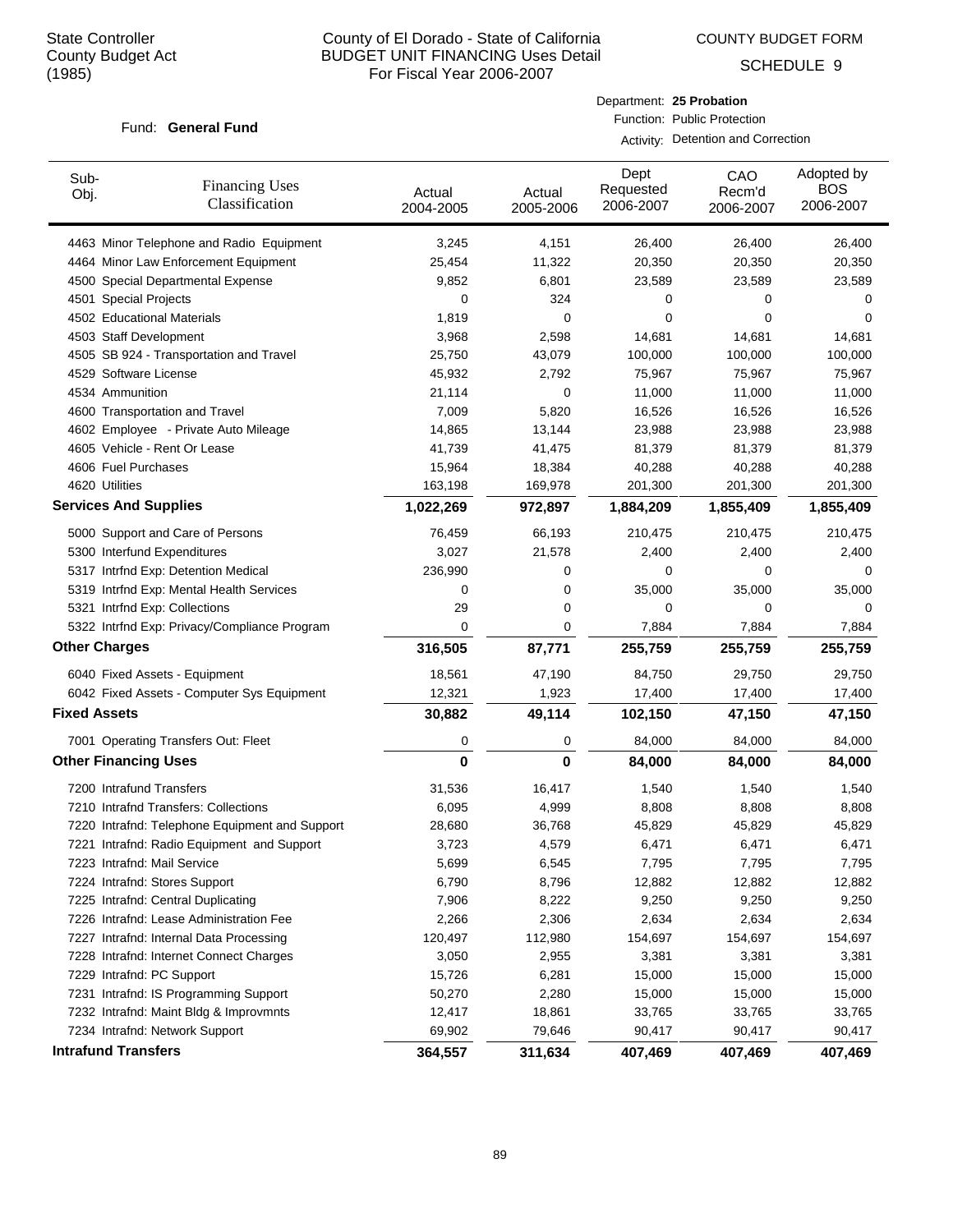State Controller
County Budget Act
(1985)

# County of El Dorado - State of California
## BUDGET UNIT FINANCING Uses Detail
### For Fiscal Year 2006-2007

COUNTY BUDGET FORM

SCHEDULE 9

Fund: **General Fund**

Department: **25 Probation**
Function: Public Protection
Activity: Detention and Correction

| Sub-Obj. | Financing Uses Classification | Actual 2004-2005 | Actual 2005-2006 | Dept Requested 2006-2007 | CAO Recm'd 2006-2007 | Adopted by BOS 2006-2007 |
|---|---|---|---|---|---|---|
| 4463 | Minor Telephone and Radio Equipment | 3,245 | 4,151 | 26,400 | 26,400 | 26,400 |
| 4464 | Minor Law Enforcement Equipment | 25,454 | 11,322 | 20,350 | 20,350 | 20,350 |
| 4500 | Special Departmental Expense | 9,852 | 6,801 | 23,589 | 23,589 | 23,589 |
| 4501 | Special Projects | 0 | 324 | 0 | 0 | 0 |
| 4502 | Educational Materials | 1,819 | 0 | 0 | 0 | 0 |
| 4503 | Staff Development | 3,968 | 2,598 | 14,681 | 14,681 | 14,681 |
| 4505 | SB 924 - Transportation and Travel | 25,750 | 43,079 | 100,000 | 100,000 | 100,000 |
| 4529 | Software License | 45,932 | 2,792 | 75,967 | 75,967 | 75,967 |
| 4534 | Ammunition | 21,114 | 0 | 11,000 | 11,000 | 11,000 |
| 4600 | Transportation and Travel | 7,009 | 5,820 | 16,526 | 16,526 | 16,526 |
| 4602 | Employee - Private Auto Mileage | 14,865 | 13,144 | 23,988 | 23,988 | 23,988 |
| 4605 | Vehicle - Rent Or Lease | 41,739 | 41,475 | 81,379 | 81,379 | 81,379 |
| 4606 | Fuel Purchases | 15,964 | 18,384 | 40,288 | 40,288 | 40,288 |
| 4620 | Utilities | 163,198 | 169,978 | 201,300 | 201,300 | 201,300 |
| **Services And Supplies** | | **1,022,269** | **972,897** | **1,884,209** | **1,855,409** | **1,855,409** |
| 5000 | Support and Care of Persons | 76,459 | 66,193 | 210,475 | 210,475 | 210,475 |
| 5300 | Interfund Expenditures | 3,027 | 21,578 | 2,400 | 2,400 | 2,400 |
| 5317 | Intrfnd Exp: Detention Medical | 236,990 | 0 | 0 | 0 | 0 |
| 5319 | Intrfnd Exp: Mental Health Services | 0 | 0 | 35,000 | 35,000 | 35,000 |
| 5321 | Intrfnd Exp: Collections | 29 | 0 | 0 | 0 | 0 |
| 5322 | Intrfnd Exp: Privacy/Compliance Program | 0 | 0 | 7,884 | 7,884 | 7,884 |
| **Other Charges** | | **316,505** | **87,771** | **255,759** | **255,759** | **255,759** |
| 6040 | Fixed Assets - Equipment | 18,561 | 47,190 | 84,750 | 29,750 | 29,750 |
| 6042 | Fixed Assets - Computer Sys Equipment | 12,321 | 1,923 | 17,400 | 17,400 | 17,400 |
| **Fixed Assets** | | **30,882** | **49,114** | **102,150** | **47,150** | **47,150** |
| 7001 | Operating Transfers Out: Fleet | 0 | 0 | 84,000 | 84,000 | 84,000 |
| **Other Financing Uses** | | **0** | **0** | **84,000** | **84,000** | **84,000** |
| 7200 | Intrafund Transfers | 31,536 | 16,417 | 1,540 | 1,540 | 1,540 |
| 7210 | Intrafnd Transfers: Collections | 6,095 | 4,999 | 8,808 | 8,808 | 8,808 |
| 7220 | Intrafnd: Telephone Equipment and Support | 28,680 | 36,768 | 45,829 | 45,829 | 45,829 |
| 7221 | Intrafnd: Radio Equipment and Support | 3,723 | 4,579 | 6,471 | 6,471 | 6,471 |
| 7223 | Intrafnd: Mail Service | 5,699 | 6,545 | 7,795 | 7,795 | 7,795 |
| 7224 | Intrafnd: Stores Support | 6,790 | 8,796 | 12,882 | 12,882 | 12,882 |
| 7225 | Intrafnd: Central Duplicating | 7,906 | 8,222 | 9,250 | 9,250 | 9,250 |
| 7226 | Intrafnd: Lease Administration Fee | 2,266 | 2,306 | 2,634 | 2,634 | 2,634 |
| 7227 | Intrafnd: Internal Data Processing | 120,497 | 112,980 | 154,697 | 154,697 | 154,697 |
| 7228 | Intrafnd: Internet Connect Charges | 3,050 | 2,955 | 3,381 | 3,381 | 3,381 |
| 7229 | Intrafnd: PC Support | 15,726 | 6,281 | 15,000 | 15,000 | 15,000 |
| 7231 | Intrafnd: IS Programming Support | 50,270 | 2,280 | 15,000 | 15,000 | 15,000 |
| 7232 | Intrafnd: Maint Bldg & Improvmnts | 12,417 | 18,861 | 33,765 | 33,765 | 33,765 |
| 7234 | Intrafnd: Network Support | 69,902 | 79,646 | 90,417 | 90,417 | 90,417 |
| **Intrafund Transfers** | | **364,557** | **311,634** | **407,469** | **407,469** | **407,469** |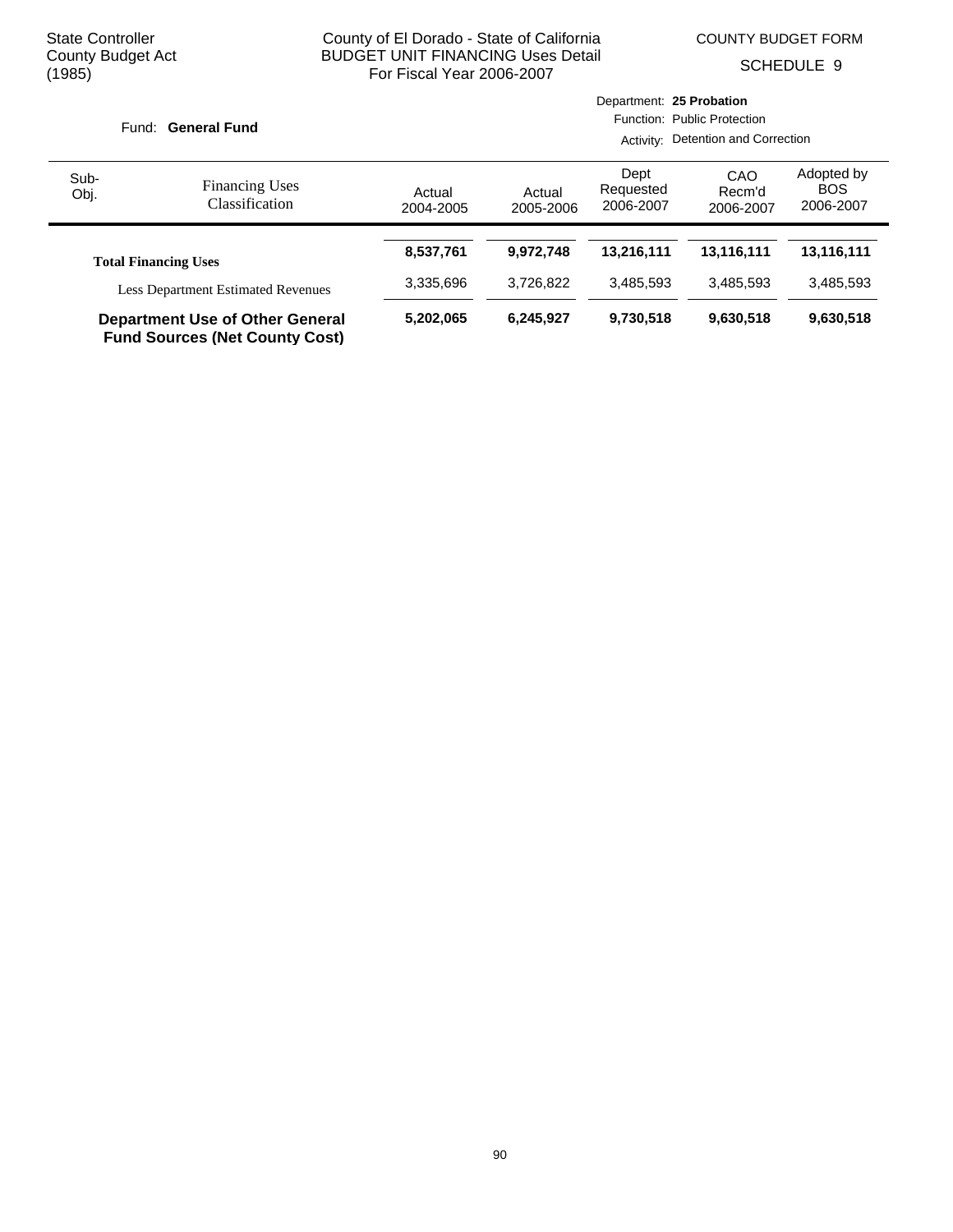State Controller
County Budget Act
(1985)

County of El Dorado - State of California
BUDGET UNIT FINANCING Uses Detail
For Fiscal Year 2006-2007

COUNTY BUDGET FORM
SCHEDULE 9

Fund: **General Fund**

Department: **25 Probation**
Function: Public Protection
Activity: Detention and Correction

| Sub-Obj. | Financing Uses Classification | Actual 2004-2005 | Actual 2005-2006 | Dept Requested 2006-2007 | CAO Recm'd 2006-2007 | Adopted by BOS 2006-2007 |
|---|---|---|---|---|---|---|
| | **Total Financing Uses** | **8,537,761** | **9,972,748** | **13,216,111** | **13,116,111** | **13,116,111** |
| | Less Department Estimated Revenues | 3,335,696 | 3,726,822 | 3,485,593 | 3,485,593 | 3,485,593 |
| | **Department Use of Other General Fund Sources (Net County Cost)** | **5,202,065** | **6,245,927** | **9,730,518** | **9,630,518** | **9,630,518** |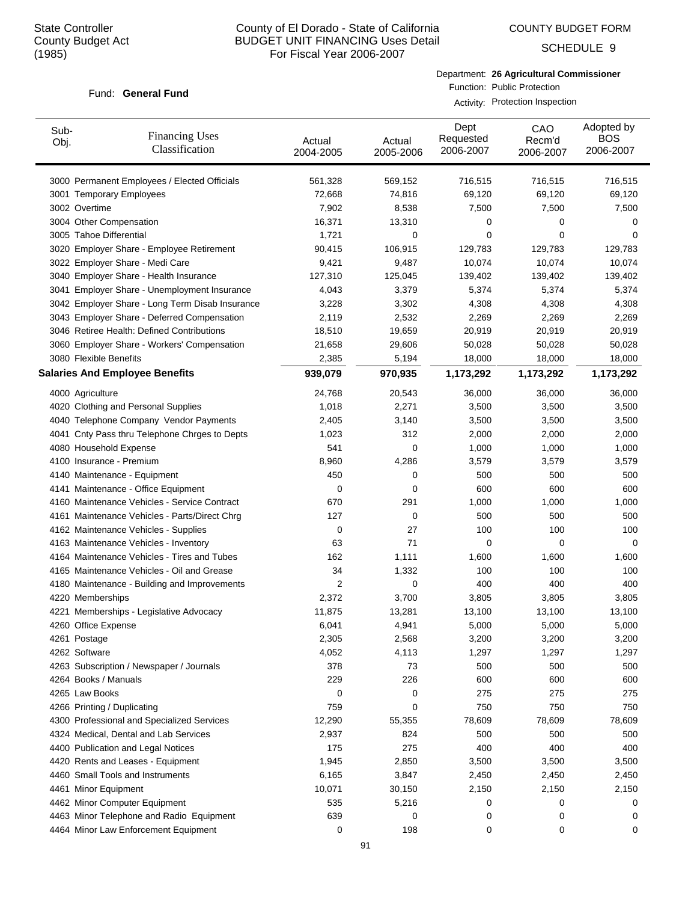State Controller
County Budget Act
(1985)

# County of El Dorado - State of California
## BUDGET UNIT FINANCING Uses Detail
### For Fiscal Year 2006-2007

COUNTY BUDGET FORM

SCHEDULE 9

Fund: **General Fund**

Department: **26 Agricultural Commissioner**
Function: Public Protection
Activity: Protection Inspection

| Sub-Obj. | Financing Uses Classification | Actual 2004-2005 | Actual 2005-2006 | Dept Requested 2006-2007 | CAO Recm'd 2006-2007 | Adopted by BOS 2006-2007 |
|---|---|---|---|---|---|---|
| 3000 | Permanent Employees / Elected Officials | 561,328 | 569,152 | 716,515 | 716,515 | 716,515 |
| 3001 | Temporary Employees | 72,668 | 74,816 | 69,120 | 69,120 | 69,120 |
| 3002 | Overtime | 7,902 | 8,538 | 7,500 | 7,500 | 7,500 |
| 3004 | Other Compensation | 16,371 | 13,310 | 0 | 0 | 0 |
| 3005 | Tahoe Differential | 1,721 | 0 | 0 | 0 | 0 |
| 3020 | Employer Share - Employee Retirement | 90,415 | 106,915 | 129,783 | 129,783 | 129,783 |
| 3022 | Employer Share - Medi Care | 9,421 | 9,487 | 10,074 | 10,074 | 10,074 |
| 3040 | Employer Share - Health Insurance | 127,310 | 125,045 | 139,402 | 139,402 | 139,402 |
| 3041 | Employer Share - Unemployment Insurance | 4,043 | 3,379 | 5,374 | 5,374 | 5,374 |
| 3042 | Employer Share - Long Term Disab Insurance | 3,228 | 3,302 | 4,308 | 4,308 | 4,308 |
| 3043 | Employer Share - Deferred Compensation | 2,119 | 2,532 | 2,269 | 2,269 | 2,269 |
| 3046 | Retiree Health: Defined Contributions | 18,510 | 19,659 | 20,919 | 20,919 | 20,919 |
| 3060 | Employer Share - Workers' Compensation | 21,658 | 29,606 | 50,028 | 50,028 | 50,028 |
| 3080 | Flexible Benefits | 2,385 | 5,194 | 18,000 | 18,000 | 18,000 |
| **Salaries And Employee Benefits** | | **939,079** | **970,935** | **1,173,292** | **1,173,292** | **1,173,292** |
| 4000 | Agriculture | 24,768 | 20,543 | 36,000 | 36,000 | 36,000 |
| 4020 | Clothing and Personal Supplies | 1,018 | 2,271 | 3,500 | 3,500 | 3,500 |
| 4040 | Telephone Company Vendor Payments | 2,405 | 3,140 | 3,500 | 3,500 | 3,500 |
| 4041 | Cnty Pass thru Telephone Chrges to Depts | 1,023 | 312 | 2,000 | 2,000 | 2,000 |
| 4080 | Household Expense | 541 | 0 | 1,000 | 1,000 | 1,000 |
| 4100 | Insurance - Premium | 8,960 | 4,286 | 3,579 | 3,579 | 3,579 |
| 4140 | Maintenance - Equipment | 450 | 0 | 500 | 500 | 500 |
| 4141 | Maintenance - Office Equipment | 0 | 0 | 600 | 600 | 600 |
| 4160 | Maintenance Vehicles - Service Contract | 670 | 291 | 1,000 | 1,000 | 1,000 |
| 4161 | Maintenance Vehicles - Parts/Direct Chrg | 127 | 0 | 500 | 500 | 500 |
| 4162 | Maintenance Vehicles - Supplies | 0 | 27 | 100 | 100 | 100 |
| 4163 | Maintenance Vehicles - Inventory | 63 | 71 | 0 | 0 | 0 |
| 4164 | Maintenance Vehicles - Tires and Tubes | 162 | 1,111 | 1,600 | 1,600 | 1,600 |
| 4165 | Maintenance Vehicles - Oil and Grease | 34 | 1,332 | 100 | 100 | 100 |
| 4180 | Maintenance - Building and Improvements | 2 | 0 | 400 | 400 | 400 |
| 4220 | Memberships | 2,372 | 3,700 | 3,805 | 3,805 | 3,805 |
| 4221 | Memberships - Legislative Advocacy | 11,875 | 13,281 | 13,100 | 13,100 | 13,100 |
| 4260 | Office Expense | 6,041 | 4,941 | 5,000 | 5,000 | 5,000 |
| 4261 | Postage | 2,305 | 2,568 | 3,200 | 3,200 | 3,200 |
| 4262 | Software | 4,052 | 4,113 | 1,297 | 1,297 | 1,297 |
| 4263 | Subscription / Newspaper / Journals | 378 | 73 | 500 | 500 | 500 |
| 4264 | Books / Manuals | 229 | 226 | 600 | 600 | 600 |
| 4265 | Law Books | 0 | 0 | 275 | 275 | 275 |
| 4266 | Printing / Duplicating | 759 | 0 | 750 | 750 | 750 |
| 4300 | Professional and Specialized Services | 12,290 | 55,355 | 78,609 | 78,609 | 78,609 |
| 4324 | Medical, Dental and Lab Services | 2,937 | 824 | 500 | 500 | 500 |
| 4400 | Publication and Legal Notices | 175 | 275 | 400 | 400 | 400 |
| 4420 | Rents and Leases - Equipment | 1,945 | 2,850 | 3,500 | 3,500 | 3,500 |
| 4460 | Small Tools and Instruments | 6,165 | 3,847 | 2,450 | 2,450 | 2,450 |
| 4461 | Minor Equipment | 10,071 | 30,150 | 2,150 | 2,150 | 2,150 |
| 4462 | Minor Computer Equipment | 535 | 5,216 | 0 | 0 | 0 |
| 4463 | Minor Telephone and Radio Equipment | 639 | 0 | 0 | 0 | 0 |
| 4464 | Minor Law Enforcement Equipment | 0 | 198 | 0 | 0 | 0 |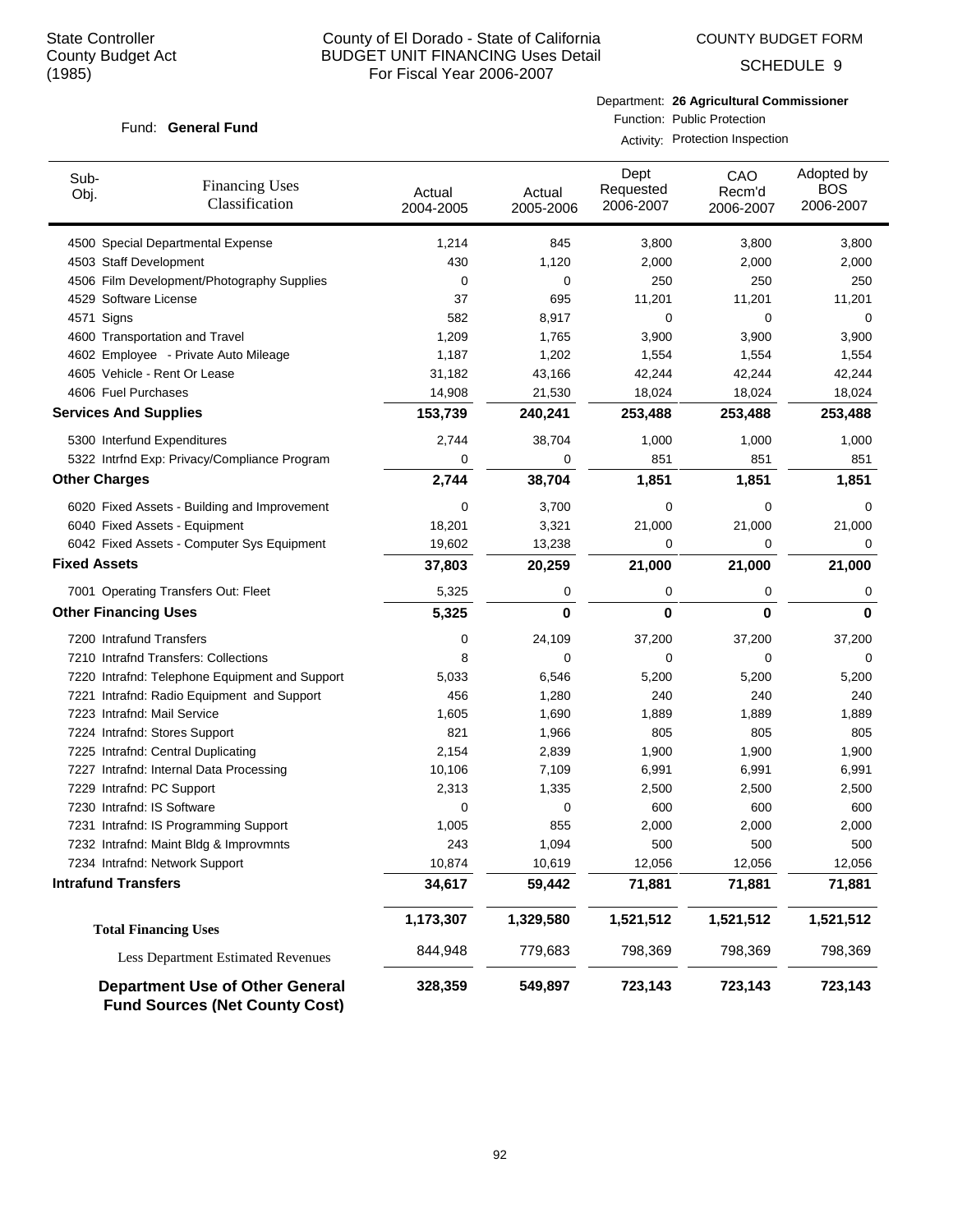State Controller
County Budget Act
(1985)

# County of El Dorado - State of California
## BUDGET UNIT FINANCING Uses Detail
### For Fiscal Year 2006-2007

COUNTY BUDGET FORM

SCHEDULE 9

Fund: **General Fund**

Department: **26 Agricultural Commissioner**
Function: Public Protection
Activity: Protection Inspection

| Sub-Obj. | Financing Uses Classification | Actual 2004-2005 | Actual 2005-2006 | Dept Requested 2006-2007 | CAO Recm'd 2006-2007 | Adopted by BOS 2006-2007 |
|---|---|---|---|---|---|---|
| 4500 | Special Departmental Expense | 1,214 | 845 | 3,800 | 3,800 | 3,800 |
| 4503 | Staff Development | 430 | 1,120 | 2,000 | 2,000 | 2,000 |
| 4506 | Film Development/Photography Supplies | 0 | 0 | 250 | 250 | 250 |
| 4529 | Software License | 37 | 695 | 11,201 | 11,201 | 11,201 |
| 4571 | Signs | 582 | 8,917 | 0 | 0 | 0 |
| 4600 | Transportation and Travel | 1,209 | 1,765 | 3,900 | 3,900 | 3,900 |
| 4602 | Employee - Private Auto Mileage | 1,187 | 1,202 | 1,554 | 1,554 | 1,554 |
| 4605 | Vehicle - Rent Or Lease | 31,182 | 43,166 | 42,244 | 42,244 | 42,244 |
| 4606 | Fuel Purchases | 14,908 | 21,530 | 18,024 | 18,024 | 18,024 |
| **Services And Supplies** | | **153,739** | **240,241** | **253,488** | **253,488** | **253,488** |
| 5300 | Interfund Expenditures | 2,744 | 38,704 | 1,000 | 1,000 | 1,000 |
| 5322 | Intrfnd Exp: Privacy/Compliance Program | 0 | 0 | 851 | 851 | 851 |
| **Other Charges** | | **2,744** | **38,704** | **1,851** | **1,851** | **1,851** |
| 6020 | Fixed Assets - Building and Improvement | 0 | 3,700 | 0 | 0 | 0 |
| 6040 | Fixed Assets - Equipment | 18,201 | 3,321 | 21,000 | 21,000 | 21,000 |
| 6042 | Fixed Assets - Computer Sys Equipment | 19,602 | 13,238 | 0 | 0 | 0 |
| **Fixed Assets** | | **37,803** | **20,259** | **21,000** | **21,000** | **21,000** |
| 7001 | Operating Transfers Out: Fleet | 5,325 | 0 | 0 | 0 | 0 |
| **Other Financing Uses** | | **5,325** | **0** | **0** | **0** | **0** |
| 7200 | Intrafund Transfers | 0 | 24,109 | 37,200 | 37,200 | 37,200 |
| 7210 | Intrafnd Transfers: Collections | 8 | 0 | 0 | 0 | 0 |
| 7220 | Intrafnd: Telephone Equipment and Support | 5,033 | 6,546 | 5,200 | 5,200 | 5,200 |
| 7221 | Intrafnd: Radio Equipment and Support | 456 | 1,280 | 240 | 240 | 240 |
| 7223 | Intrafnd: Mail Service | 1,605 | 1,690 | 1,889 | 1,889 | 1,889 |
| 7224 | Intrafnd: Stores Support | 821 | 1,966 | 805 | 805 | 805 |
| 7225 | Intrafnd: Central Duplicating | 2,154 | 2,839 | 1,900 | 1,900 | 1,900 |
| 7227 | Intrafnd: Internal Data Processing | 10,106 | 7,109 | 6,991 | 6,991 | 6,991 |
| 7229 | Intrafnd: PC Support | 2,313 | 1,335 | 2,500 | 2,500 | 2,500 |
| 7230 | Intrafnd: IS Software | 0 | 0 | 600 | 600 | 600 |
| 7231 | Intrafnd: IS Programming Support | 1,005 | 855 | 2,000 | 2,000 | 2,000 |
| 7232 | Intrafnd: Maint Bldg & Improvmnts | 243 | 1,094 | 500 | 500 | 500 |
| 7234 | Intrafnd: Network Support | 10,874 | 10,619 | 12,056 | 12,056 | 12,056 |
| **Intrafund Transfers** | | **34,617** | **59,442** | **71,881** | **71,881** | **71,881** |
| **Total Financing Uses** | | **1,173,307** | **1,329,580** | **1,521,512** | **1,521,512** | **1,521,512** |
| | Less Department Estimated Revenues | 844,948 | 779,683 | 798,369 | 798,369 | 798,369 |
| **Department Use of Other General Fund Sources (Net County Cost)** | | **328,359** | **549,897** | **723,143** | **723,143** | **723,143** |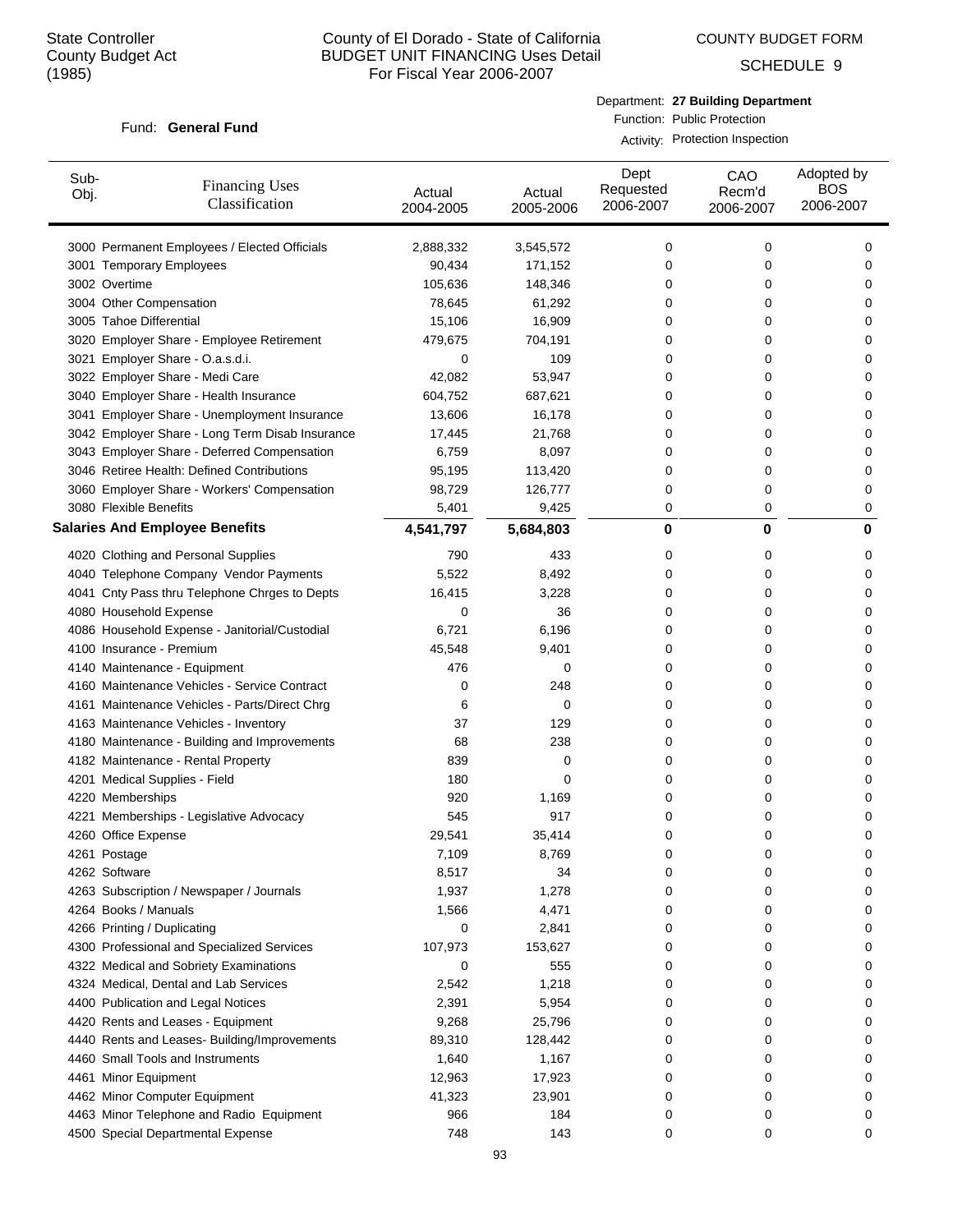State Controller
County Budget Act
(1985)

# County of El Dorado - State of California
## BUDGET UNIT FINANCING Uses Detail
### For Fiscal Year 2006-2007

COUNTY BUDGET FORM

SCHEDULE 9

Fund: **General Fund**

Department: **27 Building Department**
Function: Public Protection
Activity: Protection Inspection

| Sub-Obj. | Financing Uses Classification | Actual 2004-2005 | Actual 2005-2006 | Dept Requested 2006-2007 | CAO Recm'd 2006-2007 | Adopted by BOS 2006-2007 |
|---|---|---|---|---|---|---|
| 3000 | Permanent Employees / Elected Officials | 2,888,332 | 3,545,572 | 0 | 0 | 0 |
| 3001 | Temporary Employees | 90,434 | 171,152 | 0 | 0 | 0 |
| 3002 | Overtime | 105,636 | 148,346 | 0 | 0 | 0 |
| 3004 | Other Compensation | 78,645 | 61,292 | 0 | 0 | 0 |
| 3005 | Tahoe Differential | 15,106 | 16,909 | 0 | 0 | 0 |
| 3020 | Employer Share - Employee Retirement | 479,675 | 704,191 | 0 | 0 | 0 |
| 3021 | Employer Share - O.a.s.d.i. | 0 | 109 | 0 | 0 | 0 |
| 3022 | Employer Share - Medi Care | 42,082 | 53,947 | 0 | 0 | 0 |
| 3040 | Employer Share - Health Insurance | 604,752 | 687,621 | 0 | 0 | 0 |
| 3041 | Employer Share - Unemployment Insurance | 13,606 | 16,178 | 0 | 0 | 0 |
| 3042 | Employer Share - Long Term Disab Insurance | 17,445 | 21,768 | 0 | 0 | 0 |
| 3043 | Employer Share - Deferred Compensation | 6,759 | 8,097 | 0 | 0 | 0 |
| 3046 | Retiree Health: Defined Contributions | 95,195 | 113,420 | 0 | 0 | 0 |
| 3060 | Employer Share - Workers' Compensation | 98,729 | 126,777 | 0 | 0 | 0 |
| 3080 | Flexible Benefits | 5,401 | 9,425 | 0 | 0 | 0 |
| **Salaries And Employee Benefits** | | **4,541,797** | **5,684,803** | **0** | **0** | **0** |
| 4020 | Clothing and Personal Supplies | 790 | 433 | 0 | 0 | 0 |
| 4040 | Telephone Company Vendor Payments | 5,522 | 8,492 | 0 | 0 | 0 |
| 4041 | Cnty Pass thru Telephone Chrges to Depts | 16,415 | 3,228 | 0 | 0 | 0 |
| 4080 | Household Expense | 0 | 36 | 0 | 0 | 0 |
| 4086 | Household Expense - Janitorial/Custodial | 6,721 | 6,196 | 0 | 0 | 0 |
| 4100 | Insurance - Premium | 45,548 | 9,401 | 0 | 0 | 0 |
| 4140 | Maintenance - Equipment | 476 | 0 | 0 | 0 | 0 |
| 4160 | Maintenance Vehicles - Service Contract | 0 | 248 | 0 | 0 | 0 |
| 4161 | Maintenance Vehicles - Parts/Direct Chrg | 6 | 0 | 0 | 0 | 0 |
| 4163 | Maintenance Vehicles - Inventory | 37 | 129 | 0 | 0 | 0 |
| 4180 | Maintenance - Building and Improvements | 68 | 238 | 0 | 0 | 0 |
| 4182 | Maintenance - Rental Property | 839 | 0 | 0 | 0 | 0 |
| 4201 | Medical Supplies - Field | 180 | 0 | 0 | 0 | 0 |
| 4220 | Memberships | 920 | 1,169 | 0 | 0 | 0 |
| 4221 | Memberships - Legislative Advocacy | 545 | 917 | 0 | 0 | 0 |
| 4260 | Office Expense | 29,541 | 35,414 | 0 | 0 | 0 |
| 4261 | Postage | 7,109 | 8,769 | 0 | 0 | 0 |
| 4262 | Software | 8,517 | 34 | 0 | 0 | 0 |
| 4263 | Subscription / Newspaper / Journals | 1,937 | 1,278 | 0 | 0 | 0 |
| 4264 | Books / Manuals | 1,566 | 4,471 | 0 | 0 | 0 |
| 4266 | Printing / Duplicating | 0 | 2,841 | 0 | 0 | 0 |
| 4300 | Professional and Specialized Services | 107,973 | 153,627 | 0 | 0 | 0 |
| 4322 | Medical and Sobriety Examinations | 0 | 555 | 0 | 0 | 0 |
| 4324 | Medical, Dental and Lab Services | 2,542 | 1,218 | 0 | 0 | 0 |
| 4400 | Publication and Legal Notices | 2,391 | 5,954 | 0 | 0 | 0 |
| 4420 | Rents and Leases - Equipment | 9,268 | 25,796 | 0 | 0 | 0 |
| 4440 | Rents and Leases- Building/Improvements | 89,310 | 128,442 | 0 | 0 | 0 |
| 4460 | Small Tools and Instruments | 1,640 | 1,167 | 0 | 0 | 0 |
| 4461 | Minor Equipment | 12,963 | 17,923 | 0 | 0 | 0 |
| 4462 | Minor Computer Equipment | 41,323 | 23,901 | 0 | 0 | 0 |
| 4463 | Minor Telephone and Radio Equipment | 966 | 184 | 0 | 0 | 0 |
| 4500 | Special Departmental Expense | 748 | 143 | 0 | 0 | 0 |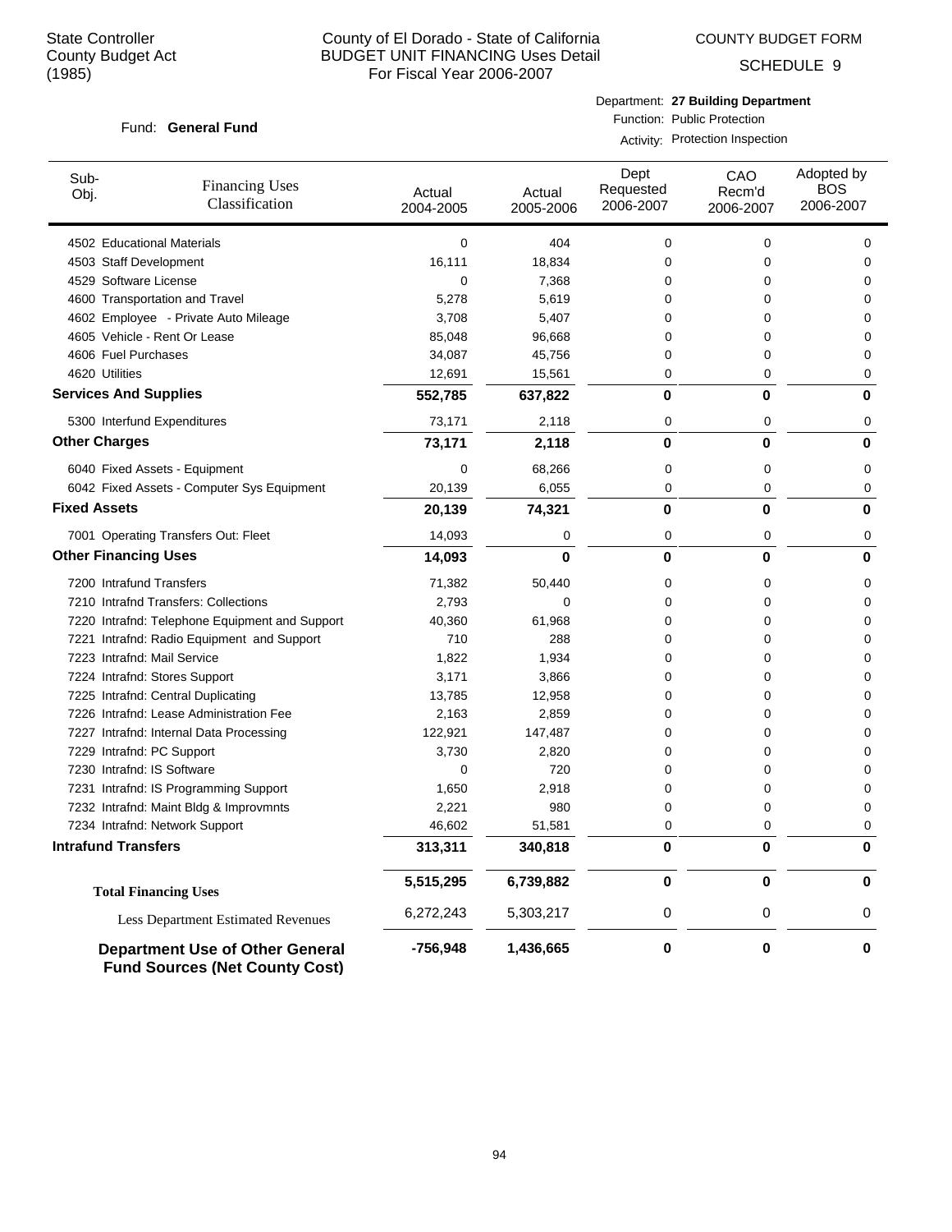State Controller
County Budget Act
(1985)

County of El Dorado - State of California
BUDGET UNIT FINANCING Uses Detail
For Fiscal Year 2006-2007

COUNTY BUDGET FORM

SCHEDULE 9

Fund: **General Fund**

Department: **27 Building Department**
Function: Public Protection
Activity: Protection Inspection

| Sub-Obj. | Financing Uses Classification | Actual 2004-2005 | Actual 2005-2006 | Dept Requested 2006-2007 | CAO Recm'd 2006-2007 | Adopted by BOS 2006-2007 |
|---|---|---|---|---|---|---|
| 4502 | Educational Materials | 0 | 404 | 0 | 0 | 0 |
| 4503 | Staff Development | 16,111 | 18,834 | 0 | 0 | 0 |
| 4529 | Software License | 0 | 7,368 | 0 | 0 | 0 |
| 4600 | Transportation and Travel | 5,278 | 5,619 | 0 | 0 | 0 |
| 4602 | Employee - Private Auto Mileage | 3,708 | 5,407 | 0 | 0 | 0 |
| 4605 | Vehicle - Rent Or Lease | 85,048 | 96,668 | 0 | 0 | 0 |
| 4606 | Fuel Purchases | 34,087 | 45,756 | 0 | 0 | 0 |
| 4620 | Utilities | 12,691 | 15,561 | 0 | 0 | 0 |
| **Services And Supplies** | | **552,785** | **637,822** | **0** | **0** | **0** |
| 5300 | Interfund Expenditures | 73,171 | 2,118 | 0 | 0 | 0 |
| **Other Charges** | | **73,171** | **2,118** | **0** | **0** | **0** |
| 6040 | Fixed Assets - Equipment | 0 | 68,266 | 0 | 0 | 0 |
| 6042 | Fixed Assets - Computer Sys Equipment | 20,139 | 6,055 | 0 | 0 | 0 |
| **Fixed Assets** | | **20,139** | **74,321** | **0** | **0** | **0** |
| 7001 | Operating Transfers Out: Fleet | 14,093 | 0 | 0 | 0 | 0 |
| **Other Financing Uses** | | **14,093** | **0** | **0** | **0** | **0** |
| 7200 | Intrafund Transfers | 71,382 | 50,440 | 0 | 0 | 0 |
| 7210 | Intrafnd Transfers: Collections | 2,793 | 0 | 0 | 0 | 0 |
| 7220 | Intrafnd: Telephone Equipment and Support | 40,360 | 61,968 | 0 | 0 | 0 |
| 7221 | Intrafnd: Radio Equipment and Support | 710 | 288 | 0 | 0 | 0 |
| 7223 | Intrafnd: Mail Service | 1,822 | 1,934 | 0 | 0 | 0 |
| 7224 | Intrafnd: Stores Support | 3,171 | 3,866 | 0 | 0 | 0 |
| 7225 | Intrafnd: Central Duplicating | 13,785 | 12,958 | 0 | 0 | 0 |
| 7226 | Intrafnd: Lease Administration Fee | 2,163 | 2,859 | 0 | 0 | 0 |
| 7227 | Intrafnd: Internal Data Processing | 122,921 | 147,487 | 0 | 0 | 0 |
| 7229 | Intrafnd: PC Support | 3,730 | 2,820 | 0 | 0 | 0 |
| 7230 | Intrafnd: IS Software | 0 | 720 | 0 | 0 | 0 |
| 7231 | Intrafnd: IS Programming Support | 1,650 | 2,918 | 0 | 0 | 0 |
| 7232 | Intrafnd: Maint Bldg & Improvmnts | 2,221 | 980 | 0 | 0 | 0 |
| 7234 | Intrafnd: Network Support | 46,602 | 51,581 | 0 | 0 | 0 |
| **Intrafund Transfers** | | **313,311** | **340,818** | **0** | **0** | **0** |
| **Total Financing Uses** | | **5,515,295** | **6,739,882** | **0** | **0** | **0** |
| Less Department Estimated Revenues | | 6,272,243 | 5,303,217 | 0 | 0 | 0 |
| **Department Use of Other General Fund Sources (Net County Cost)** | | **-756,948** | **1,436,665** | **0** | **0** | **0** |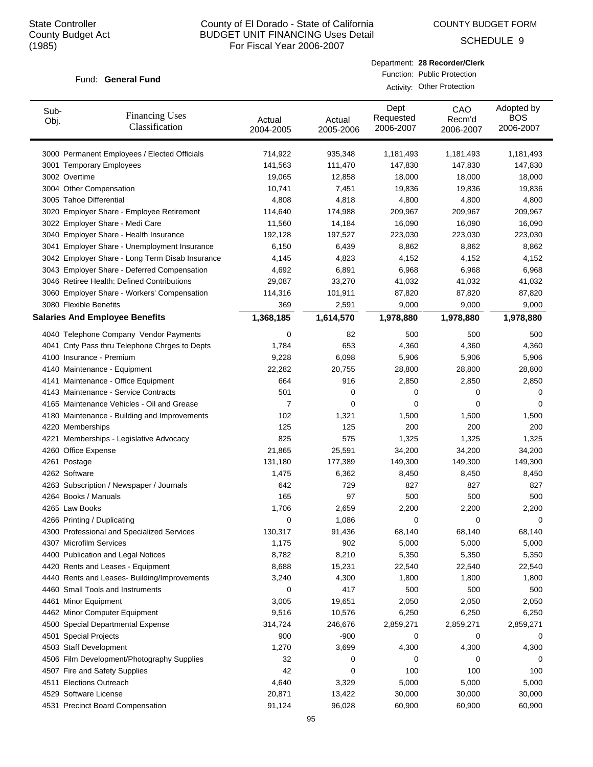State Controller
County Budget Act
(1985)

# County of El Dorado - State of California
## BUDGET UNIT FINANCING Uses Detail
For Fiscal Year 2006-2007

COUNTY BUDGET FORM

SCHEDULE 9

Fund: **General Fund**

Department: **28 Recorder/Clerk**
Function: Public Protection
Activity: Other Protection

| Sub-Obj. | Financing Uses Classification | Actual 2004-2005 | Actual 2005-2006 | Dept Requested 2006-2007 | CAO Recm'd 2006-2007 | Adopted by BOS 2006-2007 |
|---|---|---|---|---|---|---|
| 3000 | Permanent Employees / Elected Officials | 714,922 | 935,348 | 1,181,493 | 1,181,493 | 1,181,493 |
| 3001 | Temporary Employees | 141,563 | 111,470 | 147,830 | 147,830 | 147,830 |
| 3002 | Overtime | 19,065 | 12,858 | 18,000 | 18,000 | 18,000 |
| 3004 | Other Compensation | 10,741 | 7,451 | 19,836 | 19,836 | 19,836 |
| 3005 | Tahoe Differential | 4,808 | 4,818 | 4,800 | 4,800 | 4,800 |
| 3020 | Employer Share - Employee Retirement | 114,640 | 174,988 | 209,967 | 209,967 | 209,967 |
| 3022 | Employer Share - Medi Care | 11,560 | 14,184 | 16,090 | 16,090 | 16,090 |
| 3040 | Employer Share - Health Insurance | 192,128 | 197,527 | 223,030 | 223,030 | 223,030 |
| 3041 | Employer Share - Unemployment Insurance | 6,150 | 6,439 | 8,862 | 8,862 | 8,862 |
| 3042 | Employer Share - Long Term Disab Insurance | 4,145 | 4,823 | 4,152 | 4,152 | 4,152 |
| 3043 | Employer Share - Deferred Compensation | 4,692 | 6,891 | 6,968 | 6,968 | 6,968 |
| 3046 | Retiree Health: Defined Contributions | 29,087 | 33,270 | 41,032 | 41,032 | 41,032 |
| 3060 | Employer Share - Workers' Compensation | 114,316 | 101,911 | 87,820 | 87,820 | 87,820 |
| 3080 | Flexible Benefits | 369 | 2,591 | 9,000 | 9,000 | 9,000 |
| **Salaries And Employee Benefits** | | **1,368,185** | **1,614,570** | **1,978,880** | **1,978,880** | **1,978,880** |
| 4040 | Telephone Company Vendor Payments | 0 | 82 | 500 | 500 | 500 |
| 4041 | Cnty Pass thru Telephone Chrges to Depts | 1,784 | 653 | 4,360 | 4,360 | 4,360 |
| 4100 | Insurance - Premium | 9,228 | 6,098 | 5,906 | 5,906 | 5,906 |
| 4140 | Maintenance - Equipment | 22,282 | 20,755 | 28,800 | 28,800 | 28,800 |
| 4141 | Maintenance - Office Equipment | 664 | 916 | 2,850 | 2,850 | 2,850 |
| 4143 | Maintenance - Service Contracts | 501 | 0 | 0 | 0 | 0 |
| 4165 | Maintenance Vehicles - Oil and Grease | 7 | 0 | 0 | 0 | 0 |
| 4180 | Maintenance - Building and Improvements | 102 | 1,321 | 1,500 | 1,500 | 1,500 |
| 4220 | Memberships | 125 | 125 | 200 | 200 | 200 |
| 4221 | Memberships - Legislative Advocacy | 825 | 575 | 1,325 | 1,325 | 1,325 |
| 4260 | Office Expense | 21,865 | 25,591 | 34,200 | 34,200 | 34,200 |
| 4261 | Postage | 131,180 | 177,389 | 149,300 | 149,300 | 149,300 |
| 4262 | Software | 1,475 | 6,362 | 8,450 | 8,450 | 8,450 |
| 4263 | Subscription / Newspaper / Journals | 642 | 729 | 827 | 827 | 827 |
| 4264 | Books / Manuals | 165 | 97 | 500 | 500 | 500 |
| 4265 | Law Books | 1,706 | 2,659 | 2,200 | 2,200 | 2,200 |
| 4266 | Printing / Duplicating | 0 | 1,086 | 0 | 0 | 0 |
| 4300 | Professional and Specialized Services | 130,317 | 91,436 | 68,140 | 68,140 | 68,140 |
| 4307 | Microfilm Services | 1,175 | 902 | 5,000 | 5,000 | 5,000 |
| 4400 | Publication and Legal Notices | 8,782 | 8,210 | 5,350 | 5,350 | 5,350 |
| 4420 | Rents and Leases - Equipment | 8,688 | 15,231 | 22,540 | 22,540 | 22,540 |
| 4440 | Rents and Leases- Building/Improvements | 3,240 | 4,300 | 1,800 | 1,800 | 1,800 |
| 4460 | Small Tools and Instruments | 0 | 417 | 500 | 500 | 500 |
| 4461 | Minor Equipment | 3,005 | 19,651 | 2,050 | 2,050 | 2,050 |
| 4462 | Minor Computer Equipment | 9,516 | 10,576 | 6,250 | 6,250 | 6,250 |
| 4500 | Special Departmental Expense | 314,724 | 246,676 | 2,859,271 | 2,859,271 | 2,859,271 |
| 4501 | Special Projects | 900 | -900 | 0 | 0 | 0 |
| 4503 | Staff Development | 1,270 | 3,699 | 4,300 | 4,300 | 4,300 |
| 4506 | Film Development/Photography Supplies | 32 | 0 | 0 | 0 | 0 |
| 4507 | Fire and Safety Supplies | 42 | 0 | 100 | 100 | 100 |
| 4511 | Elections Outreach | 4,640 | 3,329 | 5,000 | 5,000 | 5,000 |
| 4529 | Software License | 20,871 | 13,422 | 30,000 | 30,000 | 30,000 |
| 4531 | Precinct Board Compensation | 91,124 | 96,028 | 60,900 | 60,900 | 60,900 |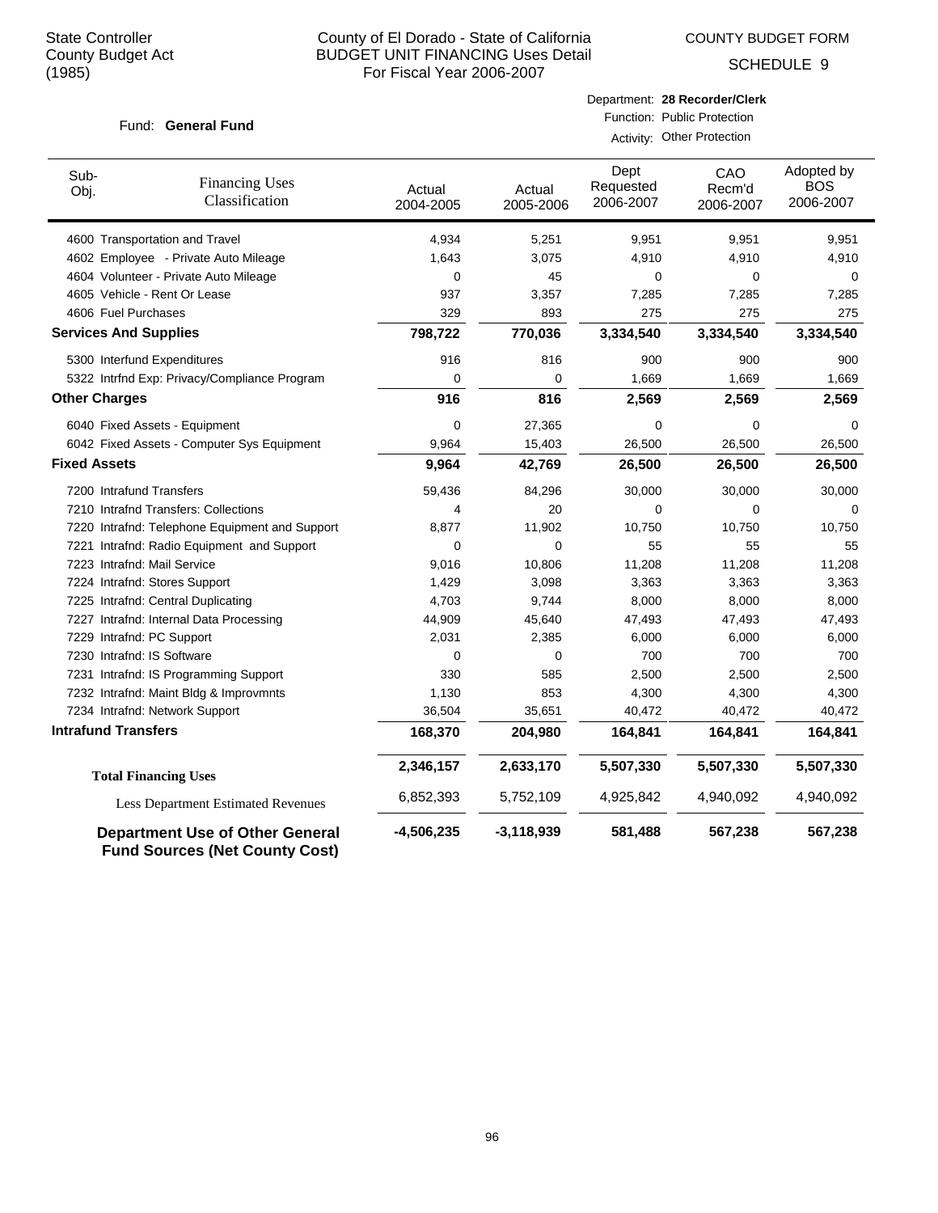State Controller
County Budget Act
(1985)

# County of El Dorado - State of California
## BUDGET UNIT FINANCING Uses Detail
For Fiscal Year 2006-2007

COUNTY BUDGET FORM
SCHEDULE 9

Fund: **General Fund**

Department: **28 Recorder/Clerk**
Function: Public Protection
Activity: Other Protection

| Sub-Obj. | Financing Uses Classification | Actual 2004-2005 | Actual 2005-2006 | Dept Requested 2006-2007 | CAO Recm'd 2006-2007 | Adopted by BOS 2006-2007 |
|---|---|---|---|---|---|---|
| 4600 | Transportation and Travel | 4,934 | 5,251 | 9,951 | 9,951 | 9,951 |
| 4602 | Employee - Private Auto Mileage | 1,643 | 3,075 | 4,910 | 4,910 | 4,910 |
| 4604 | Volunteer - Private Auto Mileage | 0 | 45 | 0 | 0 | 0 |
| 4605 | Vehicle - Rent Or Lease | 937 | 3,357 | 7,285 | 7,285 | 7,285 |
| 4606 | Fuel Purchases | 329 | 893 | 275 | 275 | 275 |
| **Services And Supplies** | | **798,722** | **770,036** | **3,334,540** | **3,334,540** | **3,334,540** |
| 5300 | Interfund Expenditures | 916 | 816 | 900 | 900 | 900 |
| 5322 | Intrfnd Exp: Privacy/Compliance Program | 0 | 0 | 1,669 | 1,669 | 1,669 |
| **Other Charges** | | **916** | **816** | **2,569** | **2,569** | **2,569** |
| 6040 | Fixed Assets - Equipment | 0 | 27,365 | 0 | 0 | 0 |
| 6042 | Fixed Assets - Computer Sys Equipment | 9,964 | 15,403 | 26,500 | 26,500 | 26,500 |
| **Fixed Assets** | | **9,964** | **42,769** | **26,500** | **26,500** | **26,500** |
| 7200 | Intrafund Transfers | 59,436 | 84,296 | 30,000 | 30,000 | 30,000 |
| 7210 | Intrafnd Transfers: Collections | 4 | 20 | 0 | 0 | 0 |
| 7220 | Intrafnd: Telephone Equipment and Support | 8,877 | 11,902 | 10,750 | 10,750 | 10,750 |
| 7221 | Intrafnd: Radio Equipment and Support | 0 | 0 | 55 | 55 | 55 |
| 7223 | Intrafnd: Mail Service | 9,016 | 10,806 | 11,208 | 11,208 | 11,208 |
| 7224 | Intrafnd: Stores Support | 1,429 | 3,098 | 3,363 | 3,363 | 3,363 |
| 7225 | Intrafnd: Central Duplicating | 4,703 | 9,744 | 8,000 | 8,000 | 8,000 |
| 7227 | Intrafnd: Internal Data Processing | 44,909 | 45,640 | 47,493 | 47,493 | 47,493 |
| 7229 | Intrafnd: PC Support | 2,031 | 2,385 | 6,000 | 6,000 | 6,000 |
| 7230 | Intrafnd: IS Software | 0 | 0 | 700 | 700 | 700 |
| 7231 | Intrafnd: IS Programming Support | 330 | 585 | 2,500 | 2,500 | 2,500 |
| 7232 | Intrafnd: Maint Bldg & Improvmnts | 1,130 | 853 | 4,300 | 4,300 | 4,300 |
| 7234 | Intrafnd: Network Support | 36,504 | 35,651 | 40,472 | 40,472 | 40,472 |
| **Intrafund Transfers** | | **168,370** | **204,980** | **164,841** | **164,841** | **164,841** |
| **Total Financing Uses** | | **2,346,157** | **2,633,170** | **5,507,330** | **5,507,330** | **5,507,330** |
| Less Department Estimated Revenues | | 6,852,393 | 5,752,109 | 4,925,842 | 4,940,092 | 4,940,092 |
| **Department Use of Other General Fund Sources (Net County Cost)** | | **-4,506,235** | **-3,118,939** | **581,488** | **567,238** | **567,238** |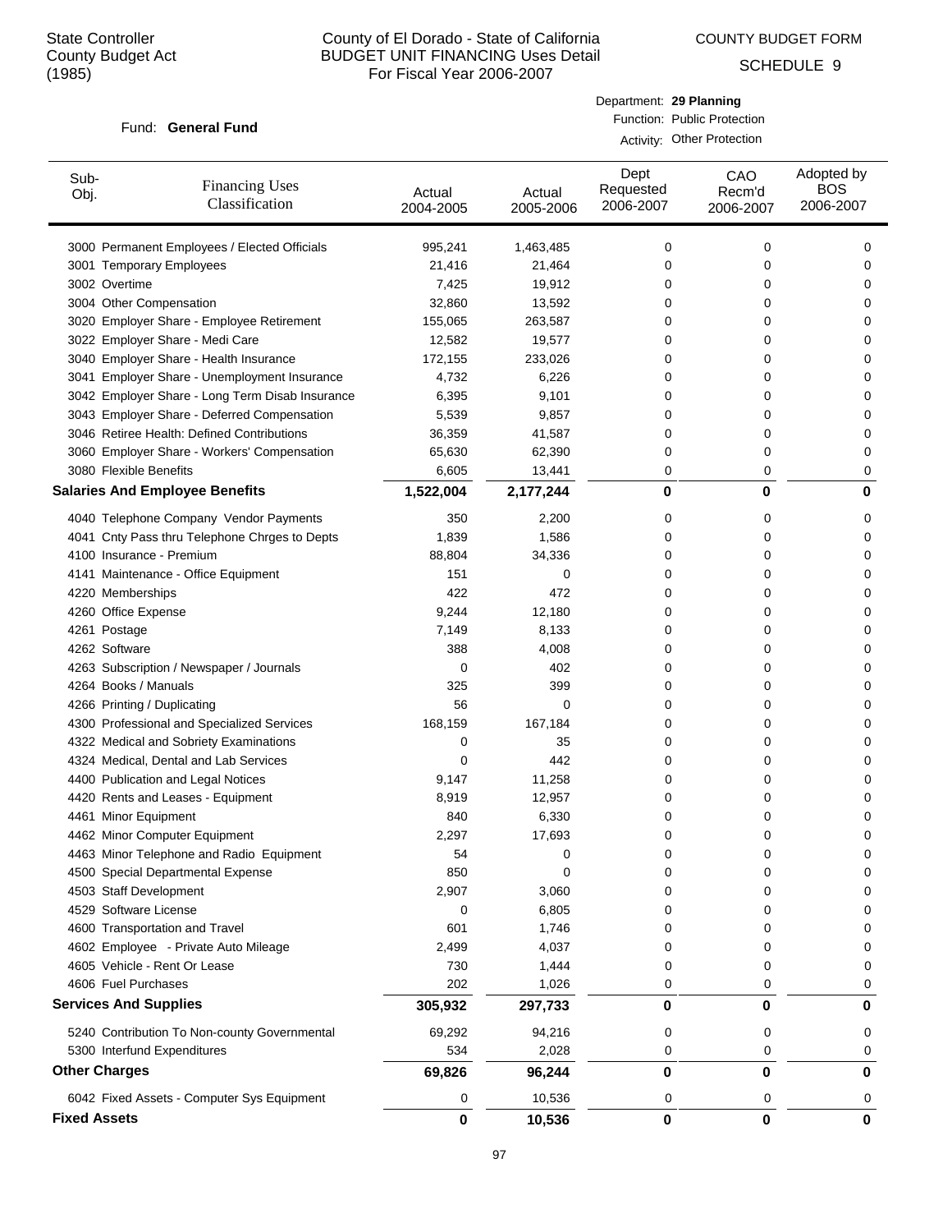State Controller
County Budget Act
(1985)

# County of El Dorado - State of California
## BUDGET UNIT FINANCING Uses Detail
For Fiscal Year 2006-2007

COUNTY BUDGET FORM
SCHEDULE 9

Fund: **General Fund**

Department: **29 Planning**
Function: Public Protection
Activity: Other Protection

| Sub-Obj. | Financing Uses Classification | Actual 2004-2005 | Actual 2005-2006 | Dept Requested 2006-2007 | CAO Recm'd 2006-2007 | Adopted by BOS 2006-2007 |
|---|---|---|---|---|---|---|
| 3000 | Permanent Employees / Elected Officials | 995,241 | 1,463,485 | 0 | 0 | 0 |
| 3001 | Temporary Employees | 21,416 | 21,464 | 0 | 0 | 0 |
| 3002 | Overtime | 7,425 | 19,912 | 0 | 0 | 0 |
| 3004 | Other Compensation | 32,860 | 13,592 | 0 | 0 | 0 |
| 3020 | Employer Share - Employee Retirement | 155,065 | 263,587 | 0 | 0 | 0 |
| 3022 | Employer Share - Medi Care | 12,582 | 19,577 | 0 | 0 | 0 |
| 3040 | Employer Share - Health Insurance | 172,155 | 233,026 | 0 | 0 | 0 |
| 3041 | Employer Share - Unemployment Insurance | 4,732 | 6,226 | 0 | 0 | 0 |
| 3042 | Employer Share - Long Term Disab Insurance | 6,395 | 9,101 | 0 | 0 | 0 |
| 3043 | Employer Share - Deferred Compensation | 5,539 | 9,857 | 0 | 0 | 0 |
| 3046 | Retiree Health: Defined Contributions | 36,359 | 41,587 | 0 | 0 | 0 |
| 3060 | Employer Share - Workers' Compensation | 65,630 | 62,390 | 0 | 0 | 0 |
| 3080 | Flexible Benefits | 6,605 | 13,441 | 0 | 0 | 0 |
| **Salaries And Employee Benefits** | | **1,522,004** | **2,177,244** | **0** | **0** | **0** |
| 4040 | Telephone Company Vendor Payments | 350 | 2,200 | 0 | 0 | 0 |
| 4041 | Cnty Pass thru Telephone Chrges to Depts | 1,839 | 1,586 | 0 | 0 | 0 |
| 4100 | Insurance - Premium | 88,804 | 34,336 | 0 | 0 | 0 |
| 4141 | Maintenance - Office Equipment | 151 | 0 | 0 | 0 | 0 |
| 4220 | Memberships | 422 | 472 | 0 | 0 | 0 |
| 4260 | Office Expense | 9,244 | 12,180 | 0 | 0 | 0 |
| 4261 | Postage | 7,149 | 8,133 | 0 | 0 | 0 |
| 4262 | Software | 388 | 4,008 | 0 | 0 | 0 |
| 4263 | Subscription / Newspaper / Journals | 0 | 402 | 0 | 0 | 0 |
| 4264 | Books / Manuals | 325 | 399 | 0 | 0 | 0 |
| 4266 | Printing / Duplicating | 56 | 0 | 0 | 0 | 0 |
| 4300 | Professional and Specialized Services | 168,159 | 167,184 | 0 | 0 | 0 |
| 4322 | Medical and Sobriety Examinations | 0 | 35 | 0 | 0 | 0 |
| 4324 | Medical, Dental and Lab Services | 0 | 442 | 0 | 0 | 0 |
| 4400 | Publication and Legal Notices | 9,147 | 11,258 | 0 | 0 | 0 |
| 4420 | Rents and Leases - Equipment | 8,919 | 12,957 | 0 | 0 | 0 |
| 4461 | Minor Equipment | 840 | 6,330 | 0 | 0 | 0 |
| 4462 | Minor Computer Equipment | 2,297 | 17,693 | 0 | 0 | 0 |
| 4463 | Minor Telephone and Radio Equipment | 54 | 0 | 0 | 0 | 0 |
| 4500 | Special Departmental Expense | 850 | 0 | 0 | 0 | 0 |
| 4503 | Staff Development | 2,907 | 3,060 | 0 | 0 | 0 |
| 4529 | Software License | 0 | 6,805 | 0 | 0 | 0 |
| 4600 | Transportation and Travel | 601 | 1,746 | 0 | 0 | 0 |
| 4602 | Employee - Private Auto Mileage | 2,499 | 4,037 | 0 | 0 | 0 |
| 4605 | Vehicle - Rent Or Lease | 730 | 1,444 | 0 | 0 | 0 |
| 4606 | Fuel Purchases | 202 | 1,026 | 0 | 0 | 0 |
| **Services And Supplies** | | **305,932** | **297,733** | **0** | **0** | **0** |
| 5240 | Contribution To Non-county Governmental | 69,292 | 94,216 | 0 | 0 | 0 |
| 5300 | Interfund Expenditures | 534 | 2,028 | 0 | 0 | 0 |
| **Other Charges** | | **69,826** | **96,244** | **0** | **0** | **0** |
| 6042 | Fixed Assets - Computer Sys Equipment | 0 | 10,536 | 0 | 0 | 0 |
| **Fixed Assets** | | **0** | **10,536** | **0** | **0** | **0** |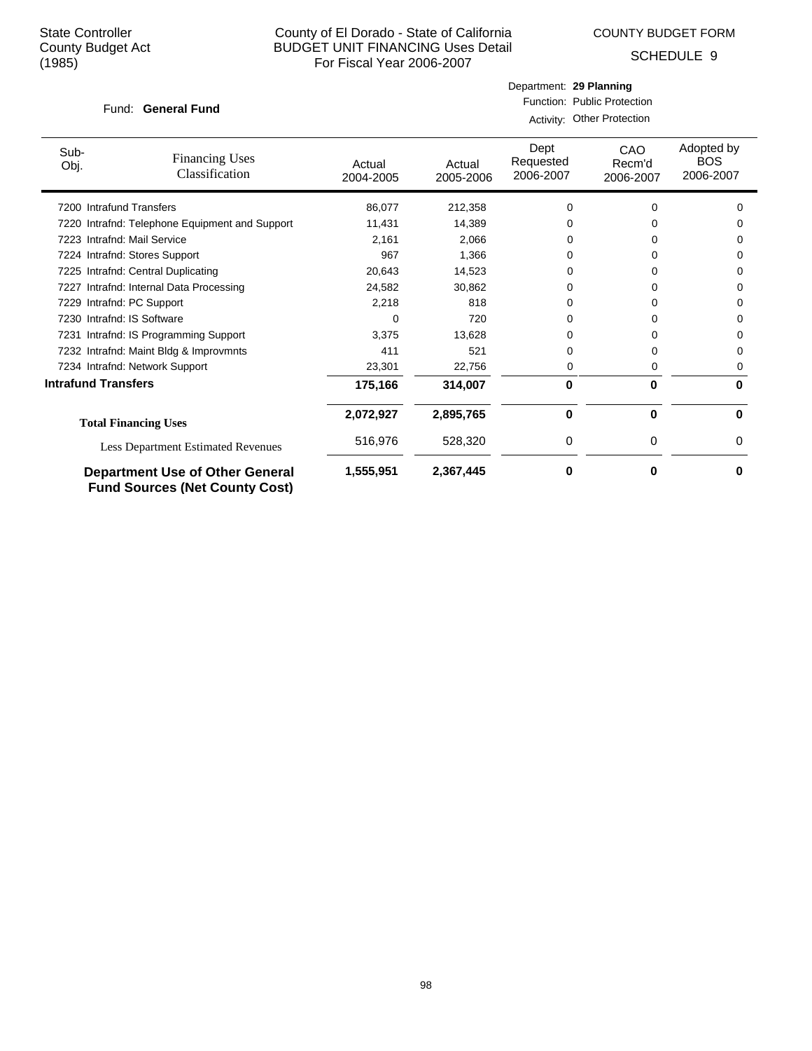State Controller
County Budget Act
(1985)

# County of El Dorado - State of California
## BUDGET UNIT FINANCING Uses Detail
For Fiscal Year 2006-2007

COUNTY BUDGET FORM

SCHEDULE 9

Fund: **General Fund**

Department: **29 Planning**
Function: Public Protection
Activity: Other Protection

| Sub-Obj. | Financing Uses Classification | Actual 2004-2005 | Actual 2005-2006 | Dept Requested 2006-2007 | CAO Recm'd 2006-2007 | Adopted by BOS 2006-2007 |
|---|---|---|---|---|---|---|
| 7200 | Intrafund Transfers | 86,077 | 212,358 | 0 | 0 | 0 |
| 7220 | Intrafnd: Telephone Equipment and Support | 11,431 | 14,389 | 0 | 0 | 0 |
| 7223 | Intrafnd: Mail Service | 2,161 | 2,066 | 0 | 0 | 0 |
| 7224 | Intrafnd: Stores Support | 967 | 1,366 | 0 | 0 | 0 |
| 7225 | Intrafnd: Central Duplicating | 20,643 | 14,523 | 0 | 0 | 0 |
| 7227 | Intrafnd: Internal Data Processing | 24,582 | 30,862 | 0 | 0 | 0 |
| 7229 | Intrafnd: PC Support | 2,218 | 818 | 0 | 0 | 0 |
| 7230 | Intrafnd: IS Software | 0 | 720 | 0 | 0 | 0 |
| 7231 | Intrafnd: IS Programming Support | 3,375 | 13,628 | 0 | 0 | 0 |
| 7232 | Intrafnd: Maint Bldg & Improvmnts | 411 | 521 | 0 | 0 | 0 |
| 7234 | Intrafnd: Network Support | 23,301 | 22,756 | 0 | 0 | 0 |
| **Intrafund Transfers** | | **175,166** | **314,007** | **0** | **0** | **0** |
| **Total Financing Uses** | | **2,072,927** | **2,895,765** | **0** | **0** | **0** |
| Less Department Estimated Revenues | | 516,976 | 528,320 | 0 | 0 | 0 |
| **Department Use of Other General Fund Sources (Net County Cost)** | | **1,555,951** | **2,367,445** | **0** | **0** | **0** |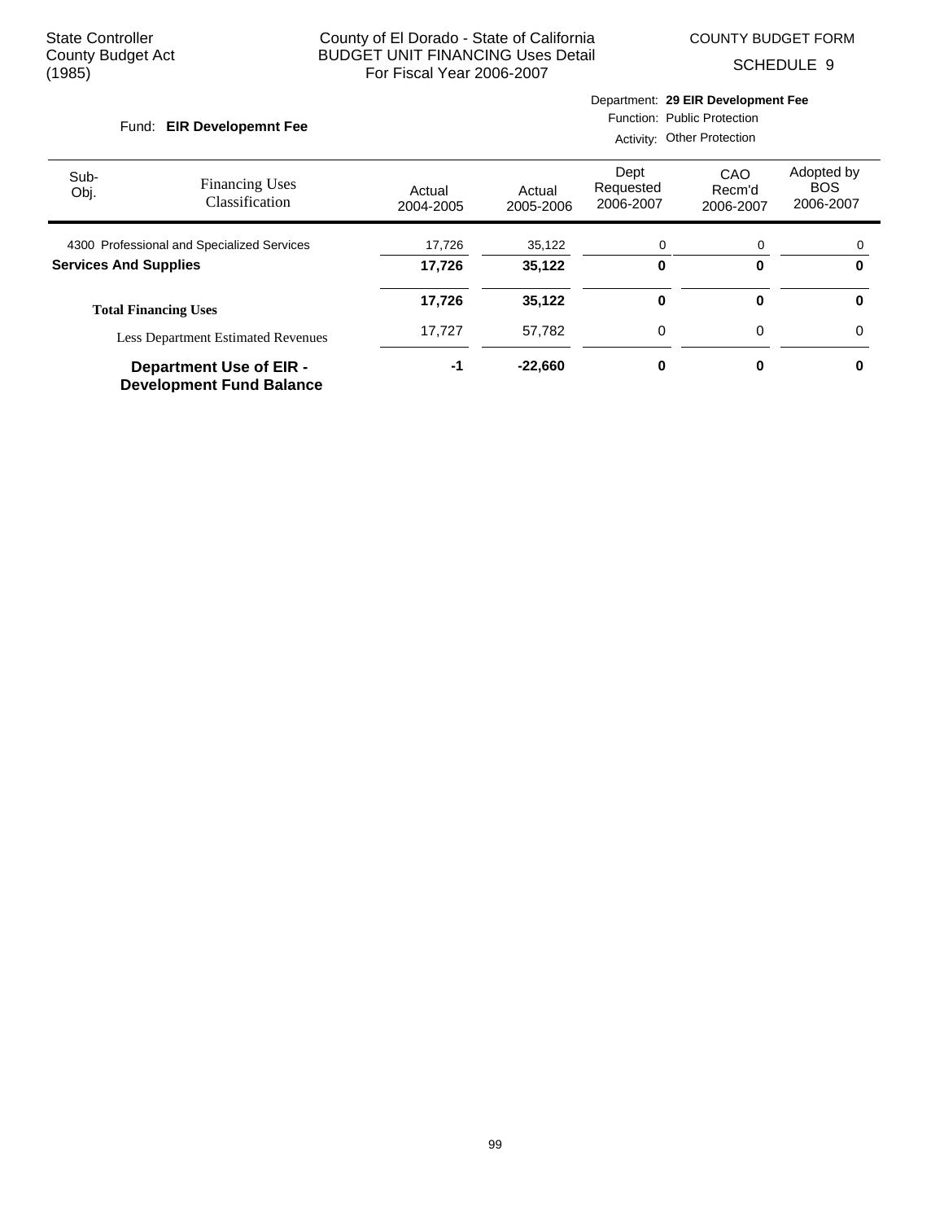State Controller
County Budget Act
(1985)

County of El Dorado - State of California
BUDGET UNIT FINANCING Uses Detail
For Fiscal Year 2006-2007

COUNTY BUDGET FORM

SCHEDULE 9

Fund: **EIR Developemnt Fee**

Department: **29 EIR Development Fee**
Function: Public Protection
Activity: Other Protection

| Sub-Obj. | Financing Uses Classification | Actual 2004-2005 | Actual 2005-2006 | Dept Requested 2006-2007 | CAO Recm'd 2006-2007 | Adopted by BOS 2006-2007 |
|---|---|---|---|---|---|---|
| 4300 | Professional and Specialized Services | 17,726 | 35,122 | 0 | 0 | 0 |
| **Services And Supplies** | | **17,726** | **35,122** | **0** | **0** | **0** |
| | **Total Financing Uses** | **17,726** | **35,122** | **0** | **0** | **0** |
| | Less Department Estimated Revenues | 17,727 | 57,782 | 0 | 0 | 0 |
| | **Department Use of EIR - Development Fund Balance** | **-1** | **-22,660** | **0** | **0** | **0** |